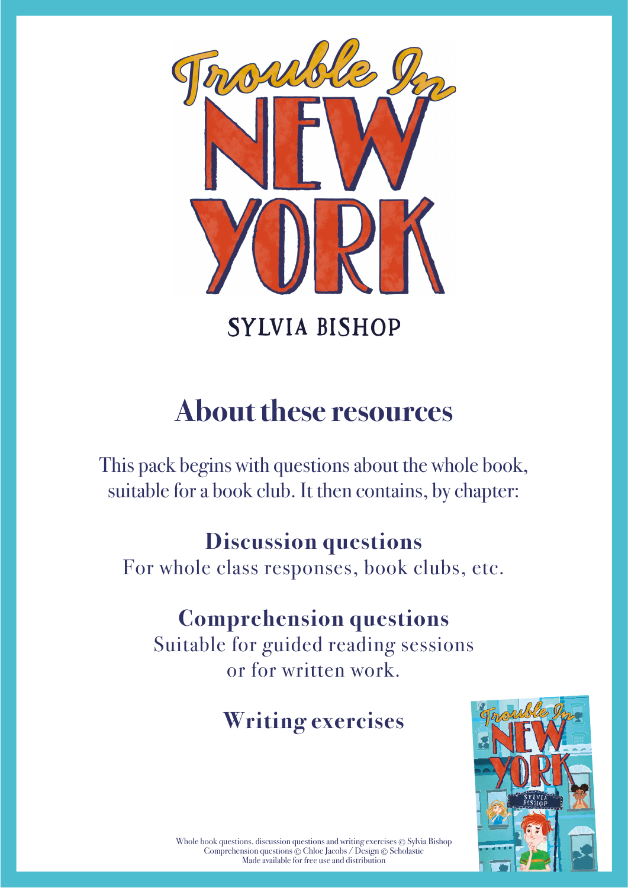# Trouble In NEW YORK

SYLVIA BISHOP

## About these resources

This pack begins with questions about the whole book, suitable for a book club. It then contains, by chapter:

**Discussion questions**
For whole class responses, book clubs, etc.

**Comprehension questions**
Suitable for guided reading sessions or for written work.

**Writing exercises**

Whole book questions, discussion questions and writing exercises © Sylvia Bishop
Comprehension questions © Chloe Jacobs / Design © Scholastic
Made available for free use and distribution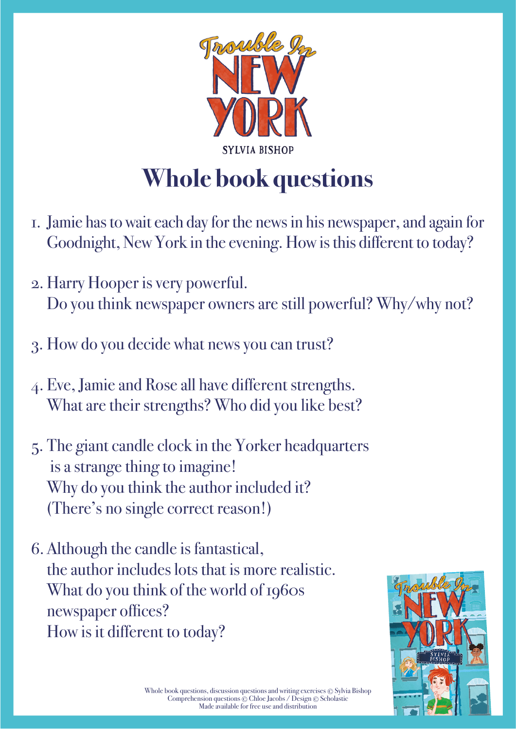Trouble In NEW YORK

SYLVIA BISHOP

# Whole book questions

1. Jamie has to wait each day for the news in his newspaper, and again for Goodnight, New York in the evening. How is this different to today?

2. Harry Hooper is very powerful.
   Do you think newspaper owners are still powerful? Why/why not?

3. How do you decide what news you can trust?

4. Eve, Jamie and Rose all have different strengths.
   What are their strengths? Who did you like best?

5. The giant candle clock in the Yorker headquarters is a strange thing to imagine!
   Why do you think the author included it?
   (There's no single correct reason!)

6. Although the candle is fantastical, the author includes lots that is more realistic.
   What do you think of the world of 1960s newspaper offices?
   How is it different to today?

Whole book questions, discussion questions and writing exercises © Sylvia Bishop
Comprehension questions © Chloe Jacobs / Design © Scholastic
Made available for free use and distribution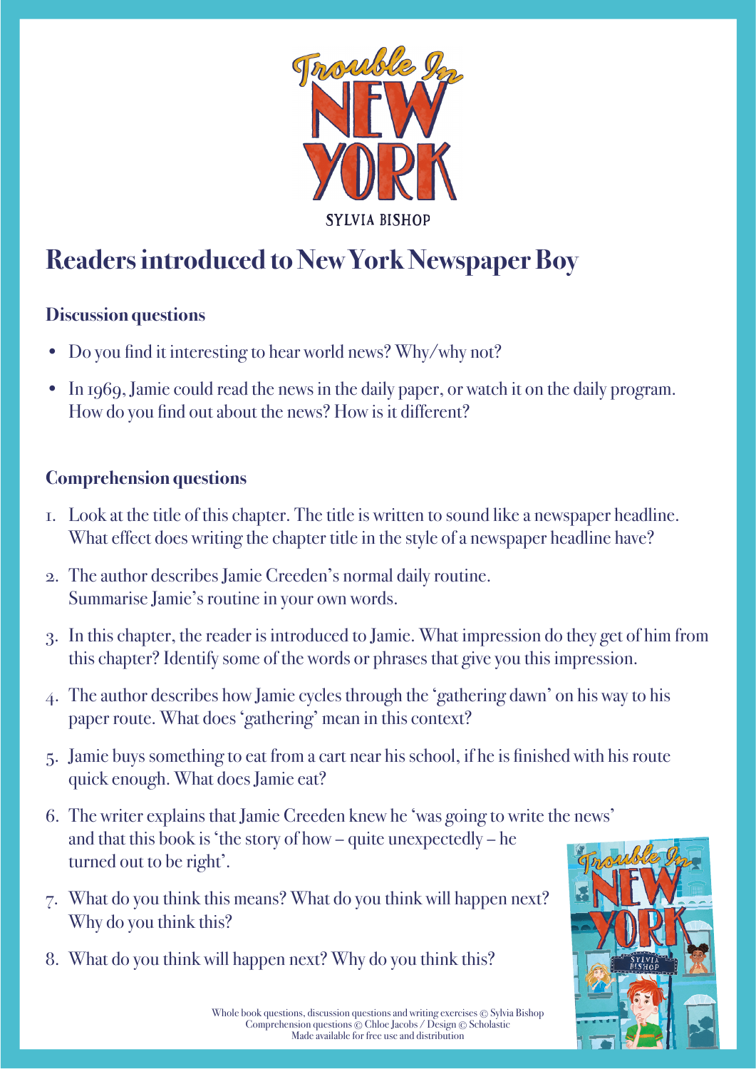# Readers introduced to New York Newspaper Boy

## Discussion questions

- Do you find it interesting to hear world news? Why/why not?
- In 1969, Jamie could read the news in the daily paper, or watch it on the daily program. How do you find out about the news? How is it different?

## Comprehension questions

1. Look at the title of this chapter. The title is written to sound like a newspaper headline. What effect does writing the chapter title in the style of a newspaper headline have?
2. The author describes Jamie Creeden's normal daily routine. Summarise Jamie's routine in your own words.
3. In this chapter, the reader is introduced to Jamie. What impression do they get of him from this chapter? Identify some of the words or phrases that give you this impression.
4. The author describes how Jamie cycles through the 'gathering dawn' on his way to his paper route. What does 'gathering' mean in this context?
5. Jamie buys something to eat from a cart near his school, if he is finished with his route quick enough. What does Jamie eat?
6. The writer explains that Jamie Creeden knew he 'was going to write the news' and that this book is 'the story of how – quite unexpectedly – he turned out to be right'.
7. What do you think this means? What do you think will happen next? Why do you think this?
8. What do you think will happen next? Why do you think this?

Whole book questions, discussion questions and writing exercises © Sylvia Bishop
Comprehension questions © Chloe Jacobs / Design © Scholastic
Made available for free use and distribution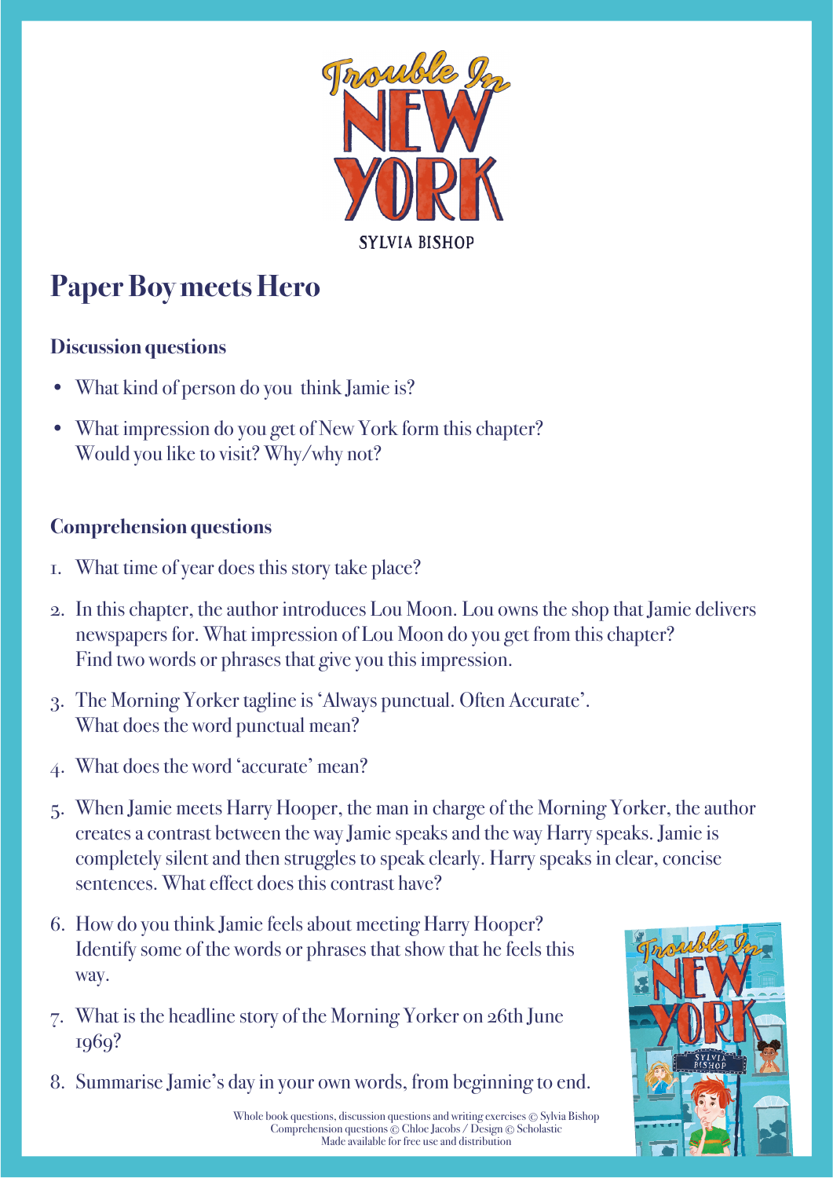Trouble In NEW YORK

SYLVIA BISHOP

# Paper Boy meets Hero

### Discussion questions

- What kind of person do you  think Jamie is?
- What impression do you get of New York form this chapter? Would you like to visit? Why/why not?

### Comprehension questions

1. What time of year does this story take place?
2. In this chapter, the author introduces Lou Moon. Lou owns the shop that Jamie delivers newspapers for. What impression of Lou Moon do you get from this chapter? Find two words or phrases that give you this impression.
3. The Morning Yorker tagline is 'Always punctual. Often Accurate'. What does the word punctual mean?
4. What does the word 'accurate' mean?
5. When Jamie meets Harry Hooper, the man in charge of the Morning Yorker, the author creates a contrast between the way Jamie speaks and the way Harry speaks. Jamie is completely silent and then struggles to speak clearly. Harry speaks in clear, concise sentences. What effect does this contrast have?
6. How do you think Jamie feels about meeting Harry Hooper? Identify some of the words or phrases that show that he feels this way.
7. What is the headline story of the Morning Yorker on 26th June 1969?
8. Summarise Jamie's day in your own words, from beginning to end.

Whole book questions, discussion questions and writing exercises © Sylvia Bishop
Comprehension questions © Chloe Jacobs / Design © Scholastic
Made available for free use and distribution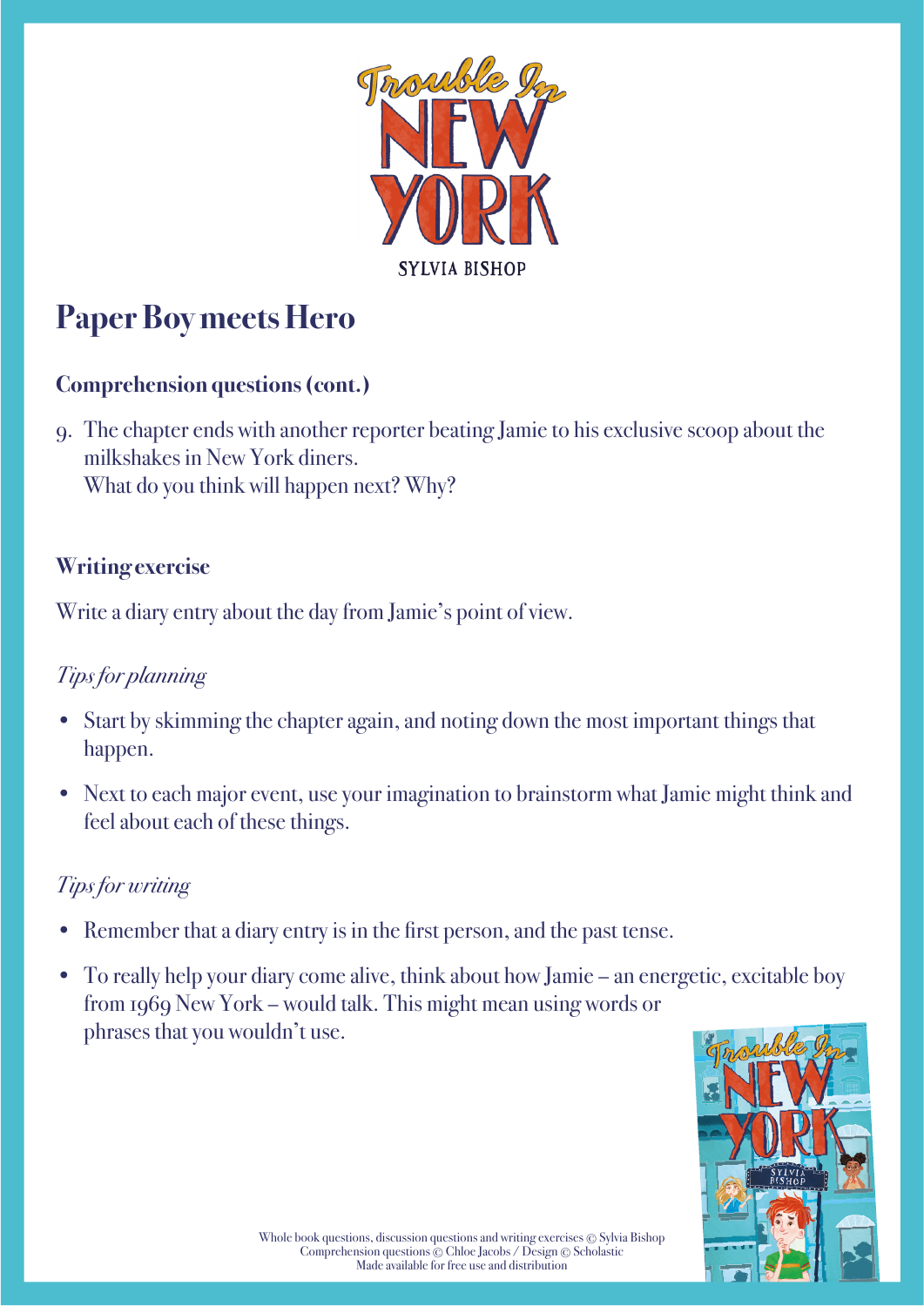## Paper Boy meets Hero

### Comprehension questions (cont.)

9. The chapter ends with another reporter beating Jamie to his exclusive scoop about the milkshakes in New York diners.
   What do you think will happen next? Why?

### Writing exercise

Write a diary entry about the day from Jamie's point of view.

*Tips for planning*

- Start by skimming the chapter again, and noting down the most important things that happen.
- Next to each major event, use your imagination to brainstorm what Jamie might think and feel about each of these things.

*Tips for writing*

- Remember that a diary entry is in the first person, and the past tense.
- To really help your diary come alive, think about how Jamie – an energetic, excitable boy from 1969 New York – would talk. This might mean using words or phrases that you wouldn't use.

Whole book questions, discussion questions and writing exercises © Sylvia Bishop
Comprehension questions © Chloe Jacobs / Design © Scholastic
Made available for free use and distribution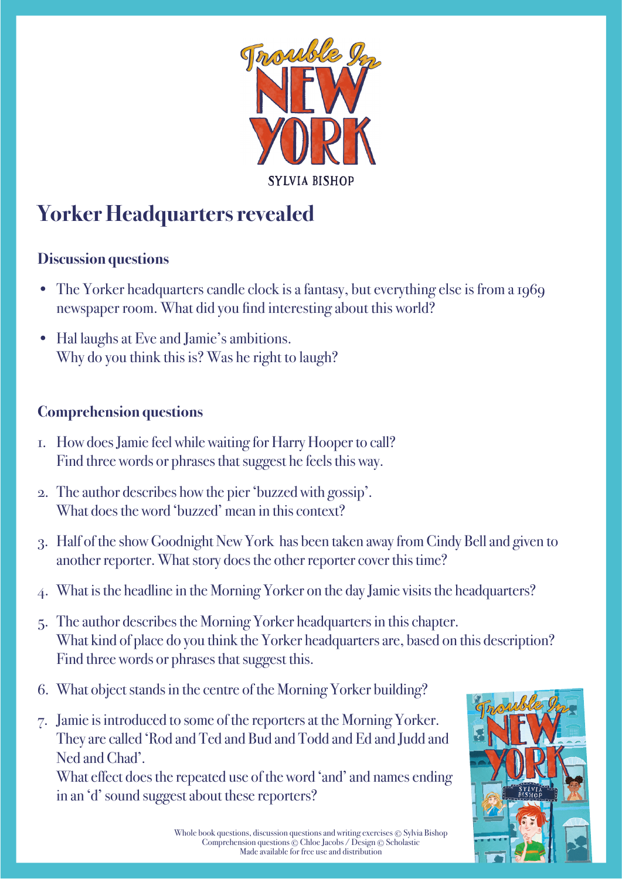Trouble In NEW YORK

SYLVIA BISHOP

# Yorker Headquarters revealed

### Discussion questions

- The Yorker headquarters candle clock is a fantasy, but everything else is from a 1969 newspaper room. What did you find interesting about this world?
- Hal laughs at Eve and Jamie's ambitions. Why do you think this is? Was he right to laugh?

### Comprehension questions

1. How does Jamie feel while waiting for Harry Hooper to call? Find three words or phrases that suggest he feels this way.
2. The author describes how the pier 'buzzed with gossip'. What does the word 'buzzed' mean in this context?
3. Half of the show Goodnight New York has been taken away from Cindy Bell and given to another reporter. What story does the other reporter cover this time?
4. What is the headline in the Morning Yorker on the day Jamie visits the headquarters?
5. The author describes the Morning Yorker headquarters in this chapter. What kind of place do you think the Yorker headquarters are, based on this description? Find three words or phrases that suggest this.
6. What object stands in the centre of the Morning Yorker building?
7. Jamie is introduced to some of the reporters at the Morning Yorker. They are called 'Rod and Ted and Bud and Todd and Ed and Judd and Ned and Chad'. What effect does the repeated use of the word 'and' and names ending in an 'd' sound suggest about these reporters?

Whole book questions, discussion questions and writing exercises © Sylvia Bishop
Comprehension questions © Chloe Jacobs / Design © Scholastic
Made available for free use and distribution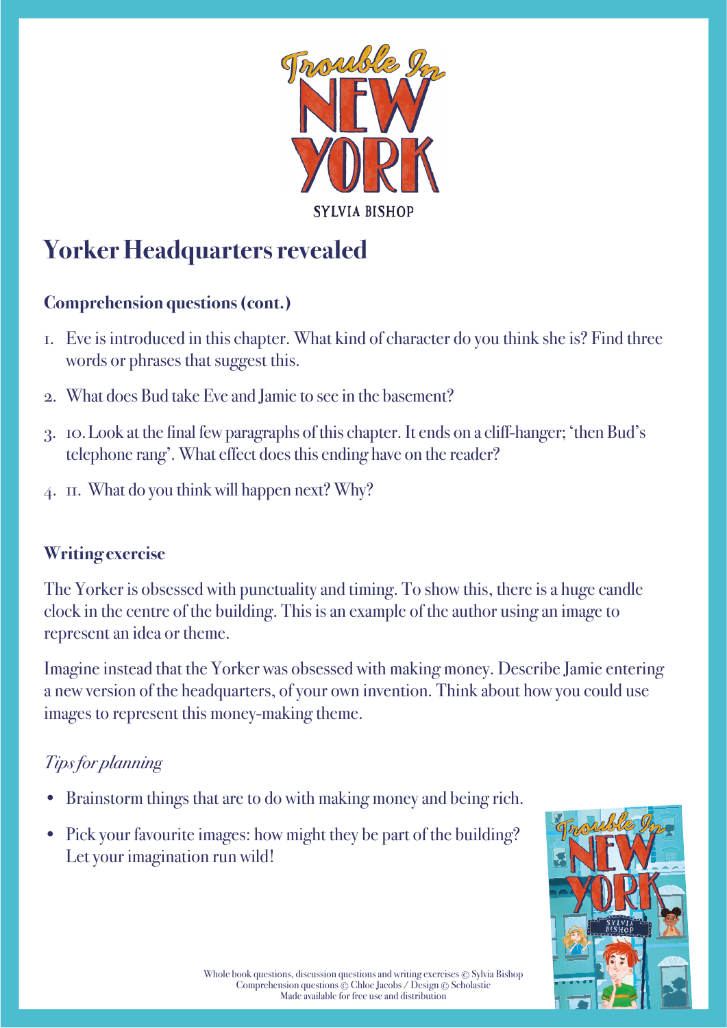# Yorker Headquarters revealed

### Comprehension questions (cont.)

1. Eve is introduced in this chapter. What kind of character do you think she is? Find three words or phrases that suggest this.
2. What does Bud take Eve and Jamie to see in the basement?
3. 10. Look at the final few paragraphs of this chapter. It ends on a cliff-hanger; 'then Bud's telephone rang'. What effect does this ending have on the reader?
4. 11. What do you think will happen next? Why?

### Writing exercise

The Yorker is obsessed with punctuality and timing. To show this, there is a huge candle clock in the centre of the building. This is an example of the author using an image to represent an idea or theme.

Imagine instead that the Yorker was obsessed with making money. Describe Jamie entering a new version of the headquarters, of your own invention. Think about how you could use images to represent this money-making theme.

*Tips for planning*

- Brainstorm things that are to do with making money and being rich.
- Pick your favourite images: how might they be part of the building? Let your imagination run wild!

Whole book questions, discussion questions and writing exercises © Sylvia Bishop
Comprehension questions © Chloe Jacobs / Design © Scholastic
Made available for free use and distribution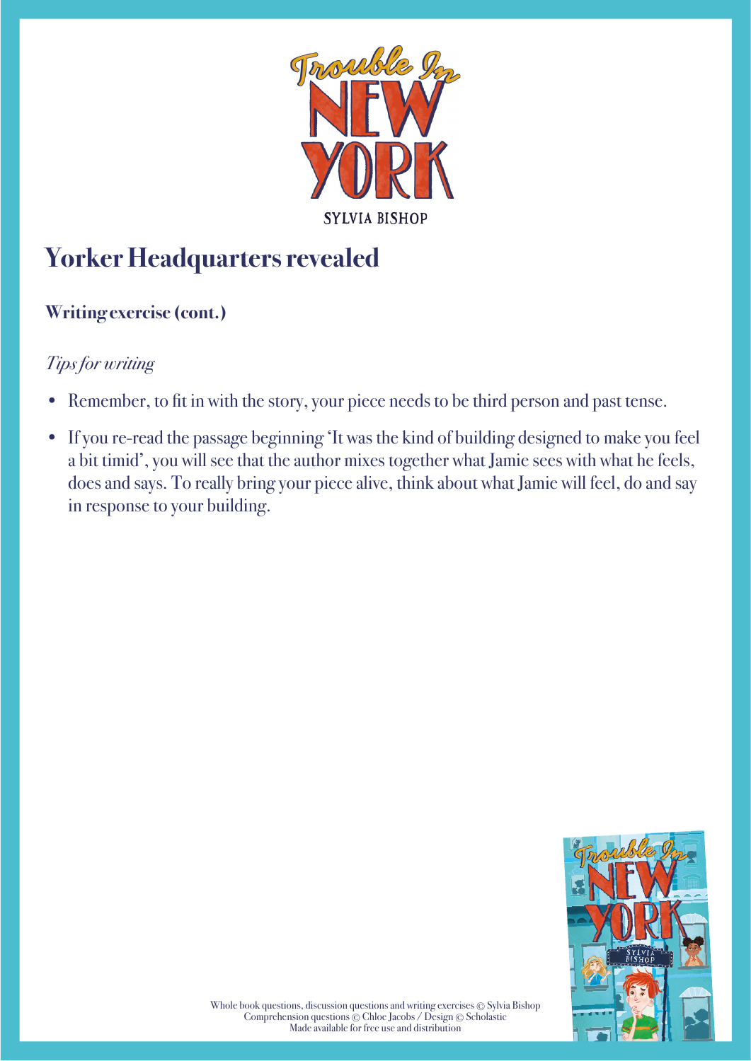# Yorker Headquarters revealed

## Writing exercise (cont.)

*Tips for writing*

- Remember, to fit in with the story, your piece needs to be third person and past tense.
- If you re-read the passage beginning 'It was the kind of building designed to make you feel a bit timid', you will see that the author mixes together what Jamie sees with what he feels, does and says. To really bring your piece alive, think about what Jamie will feel, do and say in response to your building.

Whole book questions, discussion questions and writing exercises © Sylvia Bishop
Comprehension questions © Chloe Jacobs / Design © Scholastic
Made available for free use and distribution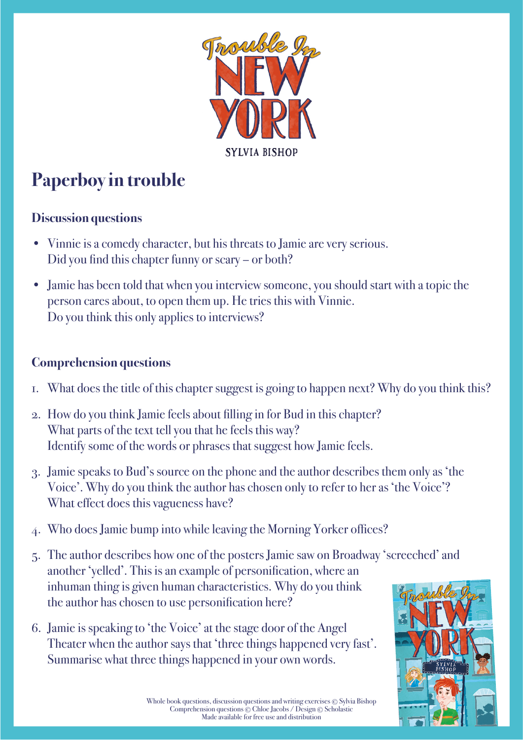# Paperboy in trouble

### Discussion questions

- Vinnie is a comedy character, but his threats to Jamie are very serious. Did you find this chapter funny or scary – or both?
- Jamie has been told that when you interview someone, you should start with a topic the person cares about, to open them up. He tries this with Vinnie. Do you think this only applies to interviews?

### Comprehension questions

1. What does the title of this chapter suggest is going to happen next? Why do you think this?
2. How do you think Jamie feels about filling in for Bud in this chapter? What parts of the text tell you that he feels this way? Identify some of the words or phrases that suggest how Jamie feels.
3. Jamie speaks to Bud's source on the phone and the author describes them only as 'the Voice'. Why do you think the author has chosen only to refer to her as 'the Voice'? What effect does this vagueness have?
4. Who does Jamie bump into while leaving the Morning Yorker offices?
5. The author describes how one of the posters Jamie saw on Broadway 'screeched' and another 'yelled'. This is an example of personification, where an inhuman thing is given human characteristics. Why do you think the author has chosen to use personification here?
6. Jamie is speaking to 'the Voice' at the stage door of the Angel Theater when the author says that 'three things happened very fast'. Summarise what three things happened in your own words.

Whole book questions, discussion questions and writing exercises © Sylvia Bishop
Comprehension questions © Chloe Jacobs / Design © Scholastic
Made available for free use and distribution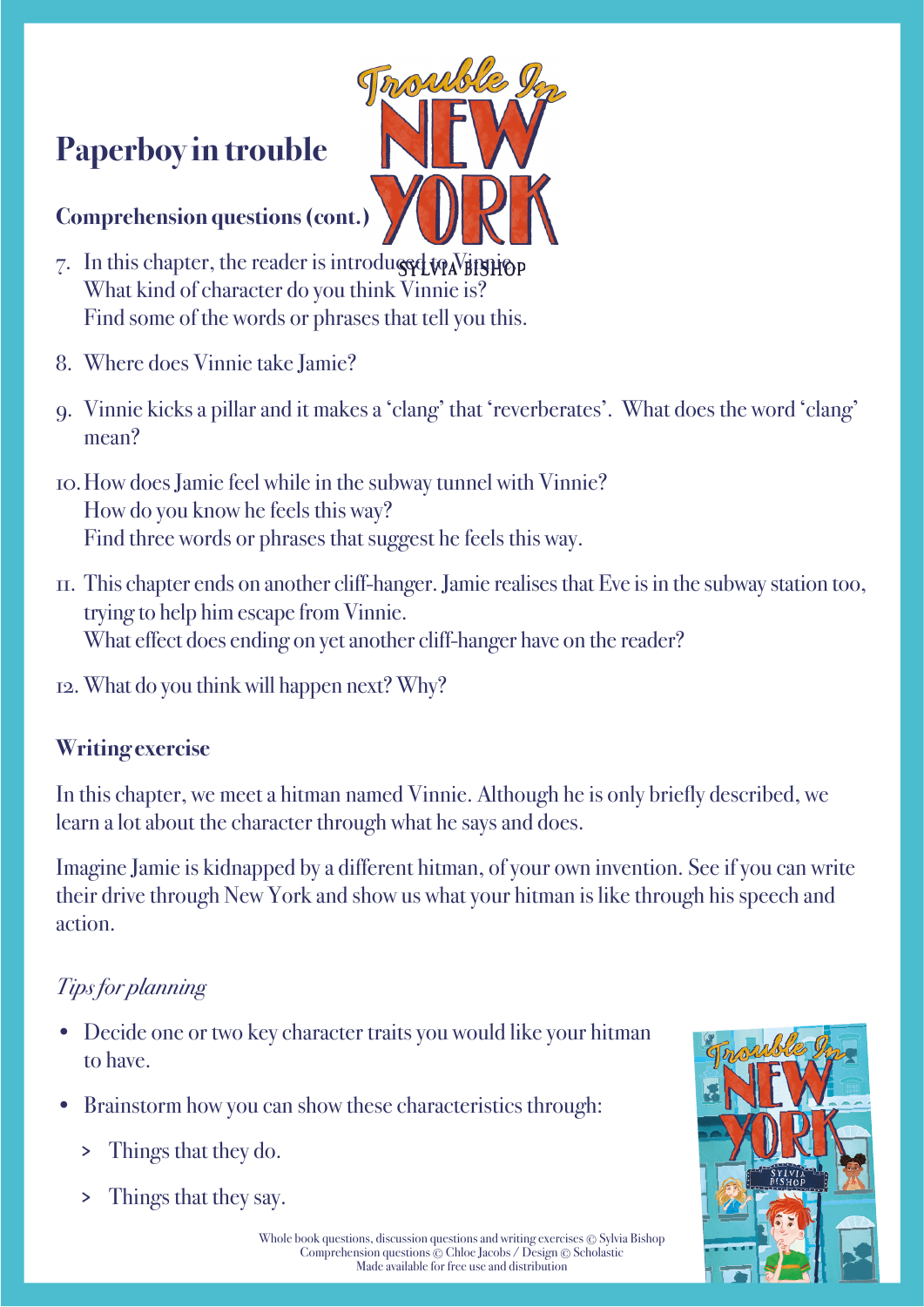# Paperboy in trouble

## Comprehension questions (cont.)

7. In this chapter, the reader is introduced to Vinnie.
   What kind of character do you think Vinnie is?
   Find some of the words or phrases that tell you this.

8. Where does Vinnie take Jamie?

9. Vinnie kicks a pillar and it makes a 'clang' that 'reverberates'. What does the word 'clang' mean?

10. How does Jamie feel while in the subway tunnel with Vinnie?
    How do you know he feels this way?
    Find three words or phrases that suggest he feels this way.

11. This chapter ends on another cliff-hanger. Jamie realises that Eve is in the subway station too, trying to help him escape from Vinnie.
    What effect does ending on yet another cliff-hanger have on the reader?

12. What do you think will happen next? Why?

## Writing exercise

In this chapter, we meet a hitman named Vinnie. Although he is only briefly described, we learn a lot about the character through what he says and does.

Imagine Jamie is kidnapped by a different hitman, of your own invention. See if you can write their drive through New York and show us what your hitman is like through his speech and action.

*Tips for planning*

- Decide one or two key character traits you would like your hitman to have.
- Brainstorm how you can show these characteristics through:
  - Things that they do.
  - Things that they say.

Whole book questions, discussion questions and writing exercises © Sylvia Bishop
Comprehension questions © Chloe Jacobs / Design © Scholastic
Made available for free use and distribution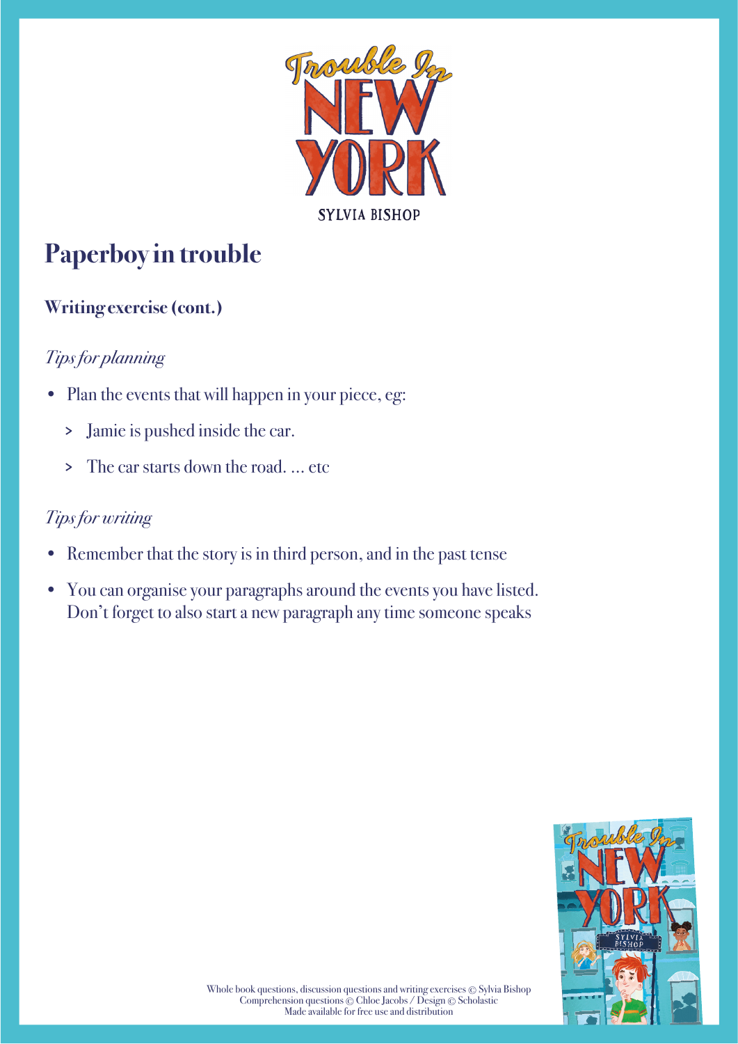## Paperboy in trouble

### Writing exercise (cont.)

*Tips for planning*

- Plan the events that will happen in your piece, eg:
  - Jamie is pushed inside the car.
  - The car starts down the road. ... etc

*Tips for writing*

- Remember that the story is in third person, and in the past tense
- You can organise your paragraphs around the events you have listed. Don't forget to also start a new paragraph any time someone speaks

Whole book questions, discussion questions and writing exercises © Sylvia Bishop
Comprehension questions © Chloe Jacobs / Design © Scholastic
Made available for free use and distribution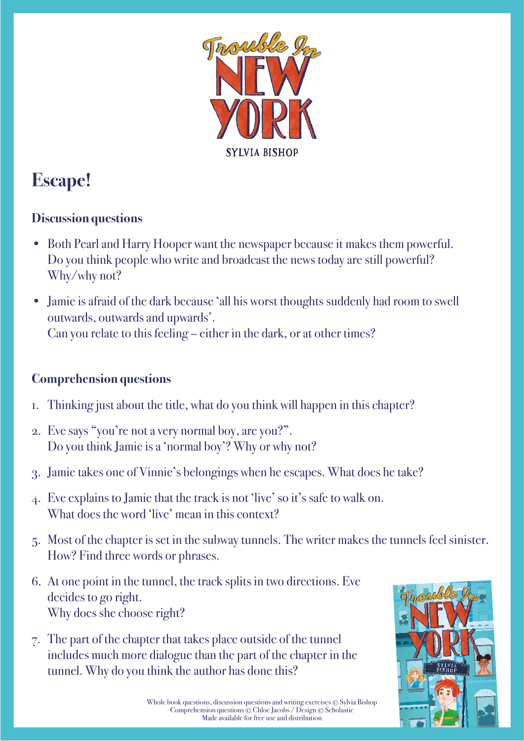# Escape!

### Discussion questions

- Both Pearl and Harry Hooper want the newspaper because it makes them powerful. Do you think people who write and broadcast the news today are still powerful? Why/why not?
- Jamie is afraid of the dark because 'all his worst thoughts suddenly had room to swell outwards, outwards and upwards'.
  Can you relate to this feeling – either in the dark, or at other times?

### Comprehension questions

1. Thinking just about the title, what do you think will happen in this chapter?
2. Eve says "you're not a very normal boy, are you?".
   Do you think Jamie is a 'normal boy'? Why or why not?
3. Jamie takes one of Vinnie's belongings when he escapes. What does he take?
4. Eve explains to Jamie that the track is not 'live' so it's safe to walk on.
   What does the word 'live' mean in this context?
5. Most of the chapter is set in the subway tunnels. The writer makes the tunnels feel sinister. How? Find three words or phrases.
6. At one point in the tunnel, the track splits in two directions. Eve decides to go right.
   Why does she choose right?
7. The part of the chapter that takes place outside of the tunnel includes much more dialogue than the part of the chapter in the tunnel. Why do you think the author has done this?

Whole book questions, discussion questions and writing exercises © Sylvia Bishop
Comprehension questions © Chloe Jacobs / Design © Scholastic
Made available for free use and distribution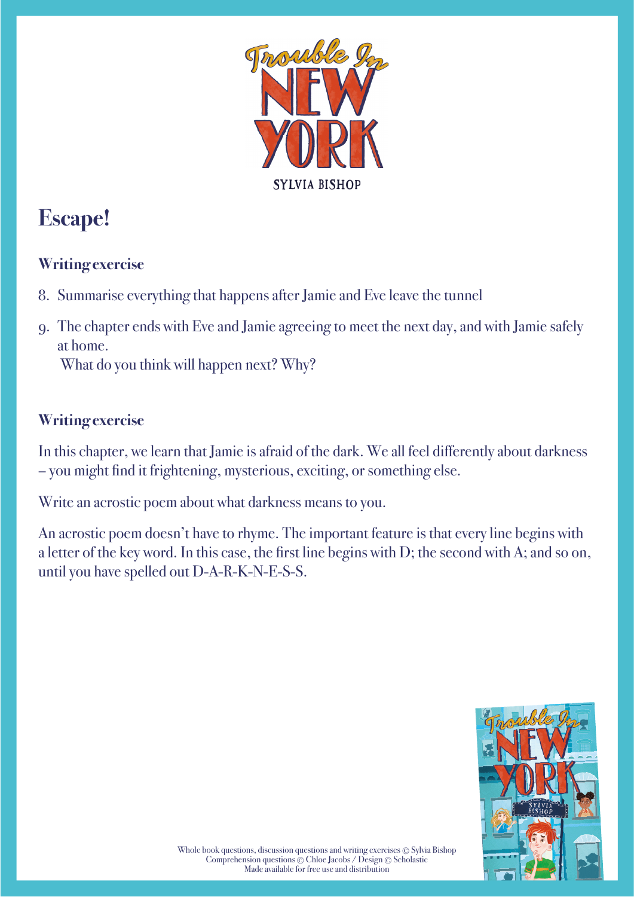# Escape!

### Writing exercise

8. Summarise everything that happens after Jamie and Eve leave the tunnel
9. The chapter ends with Eve and Jamie agreeing to meet the next day, and with Jamie safely at home.
   What do you think will happen next? Why?

### Writing exercise

In this chapter, we learn that Jamie is afraid of the dark. We all feel differently about darkness – you might find it frightening, mysterious, exciting, or something else.

Write an acrostic poem about what darkness means to you.

An acrostic poem doesn't have to rhyme. The important feature is that every line begins with a letter of the key word. In this case, the first line begins with D; the second with A; and so on, until you have spelled out D-A-R-K-N-E-S-S.

Whole book questions, discussion questions and writing exercises © Sylvia Bishop
Comprehension questions © Chloe Jacobs / Design © Scholastic
Made available for free use and distribution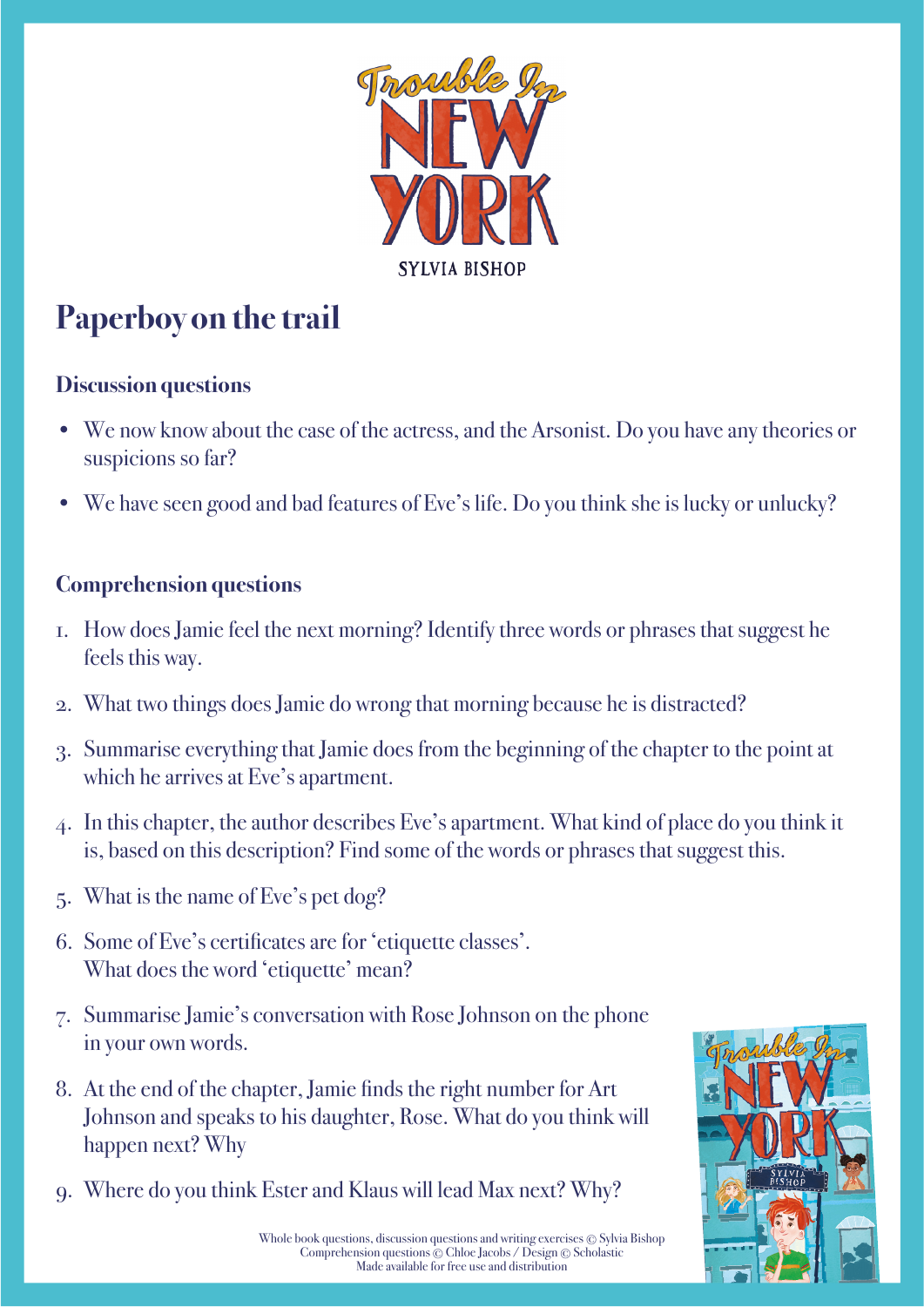Trouble In NEW YORK

SYLVIA BISHOP

# Paperboy on the trail

### Discussion questions

- We now know about the case of the actress, and the Arsonist. Do you have any theories or suspicions so far?
- We have seen good and bad features of Eve's life. Do you think she is lucky or unlucky?

### Comprehension questions

1. How does Jamie feel the next morning? Identify three words or phrases that suggest he feels this way.
2. What two things does Jamie do wrong that morning because he is distracted?
3. Summarise everything that Jamie does from the beginning of the chapter to the point at which he arrives at Eve's apartment.
4. In this chapter, the author describes Eve's apartment. What kind of place do you think it is, based on this description? Find some of the words or phrases that suggest this.
5. What is the name of Eve's pet dog?
6. Some of Eve's certificates are for 'etiquette classes'. What does the word 'etiquette' mean?
7. Summarise Jamie's conversation with Rose Johnson on the phone in your own words.
8. At the end of the chapter, Jamie finds the right number for Art Johnson and speaks to his daughter, Rose. What do you think will happen next? Why
9. Where do you think Ester and Klaus will lead Max next? Why?

Whole book questions, discussion questions and writing exercises © Sylvia Bishop
Comprehension questions © Chloe Jacobs / Design © Scholastic
Made available for free use and distribution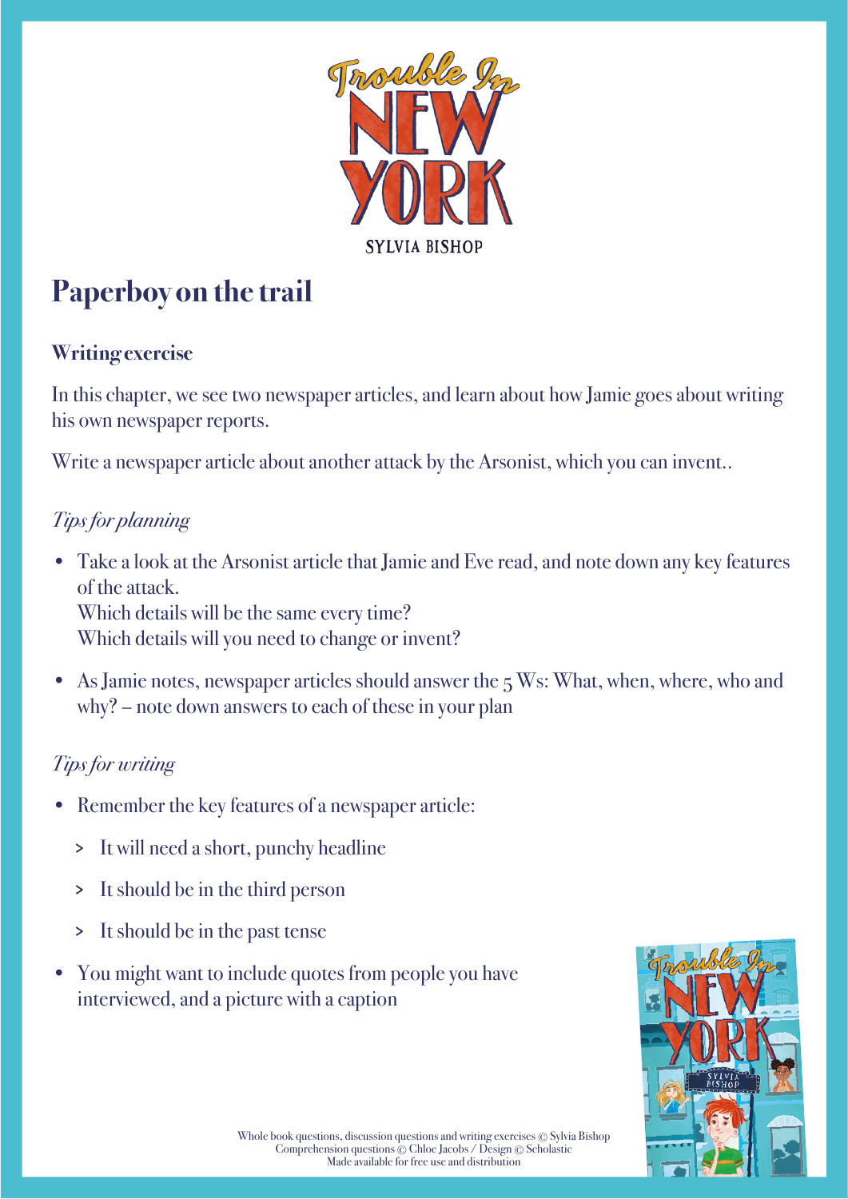# Paperboy on the trail

## Writing exercise

In this chapter, we see two newspaper articles, and learn about how Jamie goes about writing his own newspaper reports.

Write a newspaper article about another attack by the Arsonist, which you can invent..

### *Tips for planning*

- Take a look at the Arsonist article that Jamie and Eve read, and note down any key features of the attack.
  Which details will be the same every time?
  Which details will you need to change or invent?
- As Jamie notes, newspaper articles should answer the 5 Ws: What, when, where, who and why? – note down answers to each of these in your plan

### *Tips for writing*

- Remember the key features of a newspaper article:
  - It will need a short, punchy headline
  - It should be in the third person
  - It should be in the past tense
- You might want to include quotes from people you have interviewed, and a picture with a caption

Whole book questions, discussion questions and writing exercises © Sylvia Bishop
Comprehension questions © Chloe Jacobs / Design © Scholastic
Made available for free use and distribution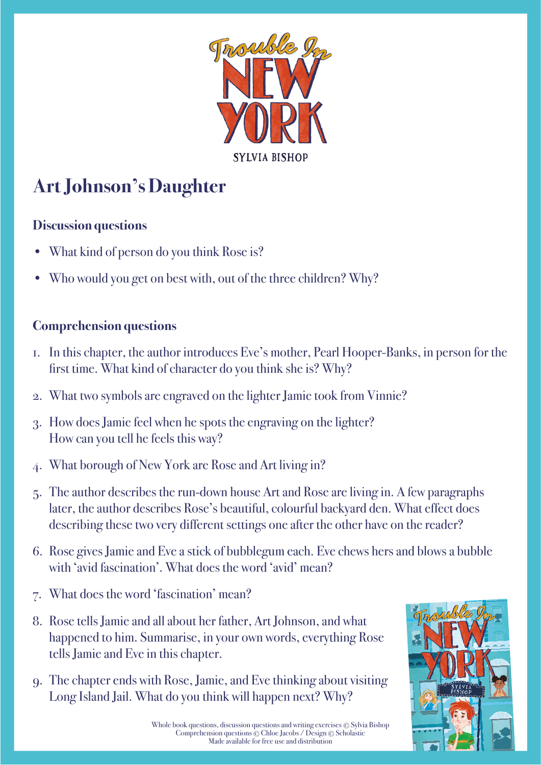# Art Johnson's Daughter

## Discussion questions

- What kind of person do you think Rose is?
- Who would you get on best with, out of the three children? Why?

## Comprehension questions

1. In this chapter, the author introduces Eve's mother, Pearl Hooper-Banks, in person for the first time. What kind of character do you think she is? Why?
2. What two symbols are engraved on the lighter Jamie took from Vinnie?
3. How does Jamie feel when he spots the engraving on the lighter? How can you tell he feels this way?
4. What borough of New York are Rose and Art living in?
5. The author describes the run-down house Art and Rose are living in. A few paragraphs later, the author describes Rose's beautiful, colourful backyard den. What effect does describing these two very different settings one after the other have on the reader?
6. Rose gives Jamie and Eve a stick of bubblegum each. Eve chews hers and blows a bubble with 'avid fascination'. What does the word 'avid' mean?
7. What does the word 'fascination' mean?
8. Rose tells Jamie and all about her father, Art Johnson, and what happened to him. Summarise, in your own words, everything Rose tells Jamie and Eve in this chapter.
9. The chapter ends with Rose, Jamie, and Eve thinking about visiting Long Island Jail. What do you think will happen next? Why?

Whole book questions, discussion questions and writing exercises © Sylvia Bishop
Comprehension questions © Chloe Jacobs / Design © Scholastic
Made available for free use and distribution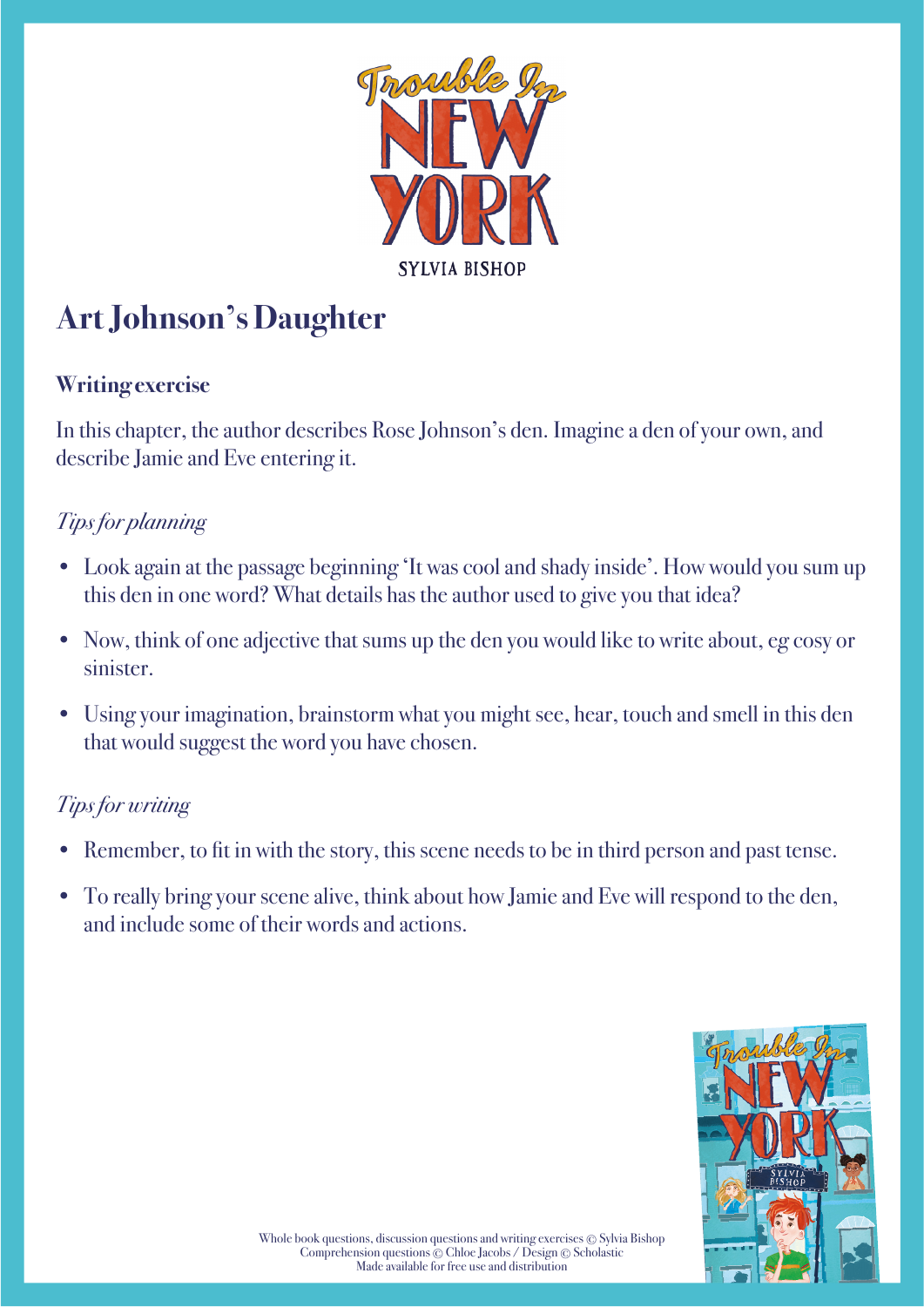# Art Johnson's Daughter

## Writing exercise

In this chapter, the author describes Rose Johnson's den. Imagine a den of your own, and describe Jamie and Eve entering it.

### *Tips for planning*

- Look again at the passage beginning 'It was cool and shady inside'. How would you sum up this den in one word? What details has the author used to give you that idea?
- Now, think of one adjective that sums up the den you would like to write about, eg cosy or sinister.
- Using your imagination, brainstorm what you might see, hear, touch and smell in this den that would suggest the word you have chosen.

### *Tips for writing*

- Remember, to fit in with the story, this scene needs to be in third person and past tense.
- To really bring your scene alive, think about how Jamie and Eve will respond to the den, and include some of their words and actions.

Whole book questions, discussion questions and writing exercises © Sylvia Bishop
Comprehension questions © Chloe Jacobs / Design © Scholastic
Made available for free use and distribution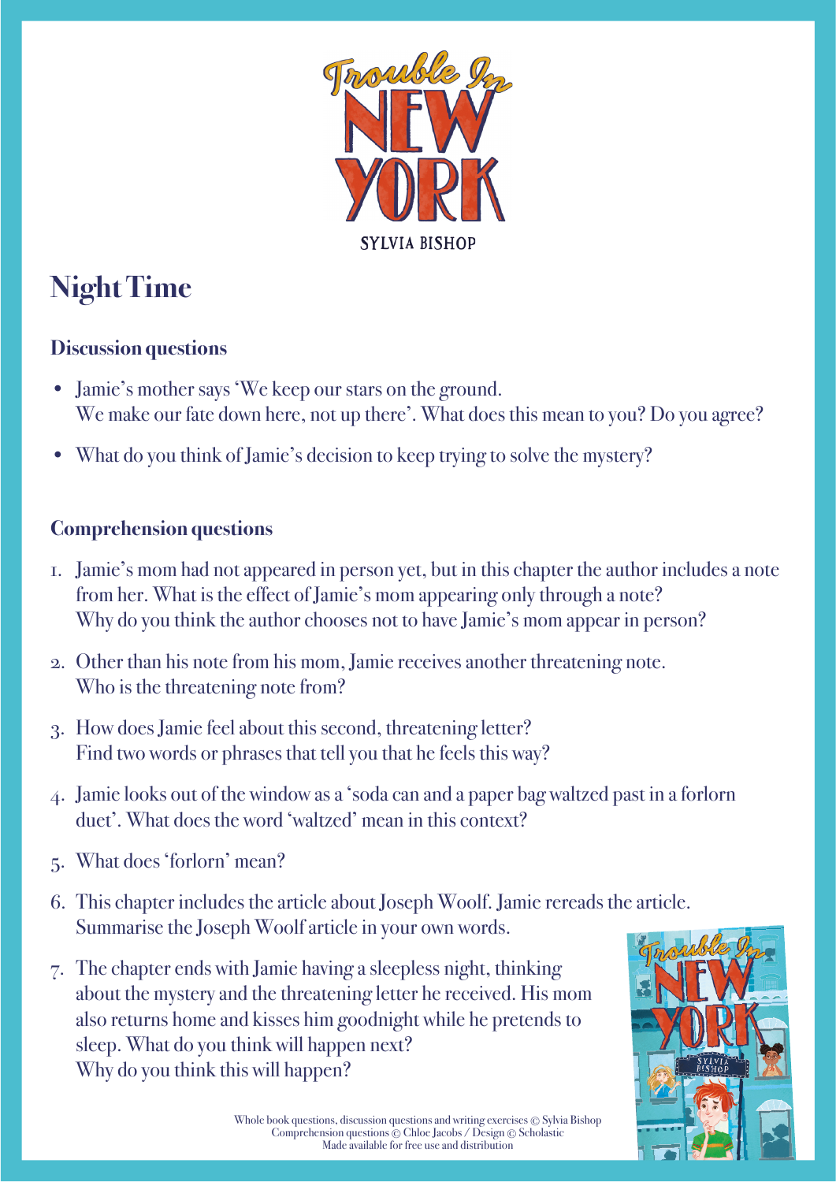# Night Time

### Discussion questions

- Jamie's mother says 'We keep our stars on the ground. We make our fate down here, not up there'. What does this mean to you? Do you agree?
- What do you think of Jamie's decision to keep trying to solve the mystery?

### Comprehension questions

1. Jamie's mom had not appeared in person yet, but in this chapter the author includes a note from her. What is the effect of Jamie's mom appearing only through a note? Why do you think the author chooses not to have Jamie's mom appear in person?
2. Other than his note from his mom, Jamie receives another threatening note. Who is the threatening note from?
3. How does Jamie feel about this second, threatening letter? Find two words or phrases that tell you that he feels this way?
4. Jamie looks out of the window as a 'soda can and a paper bag waltzed past in a forlorn duet'. What does the word 'waltzed' mean in this context?
5. What does 'forlorn' mean?
6. This chapter includes the article about Joseph Woolf. Jamie rereads the article. Summarise the Joseph Woolf article in your own words.
7. The chapter ends with Jamie having a sleepless night, thinking about the mystery and the threatening letter he received. His mom also returns home and kisses him goodnight while he pretends to sleep. What do you think will happen next? Why do you think this will happen?

Whole book questions, discussion questions and writing exercises © Sylvia Bishop
Comprehension questions © Chloe Jacobs / Design © Scholastic
Made available for free use and distribution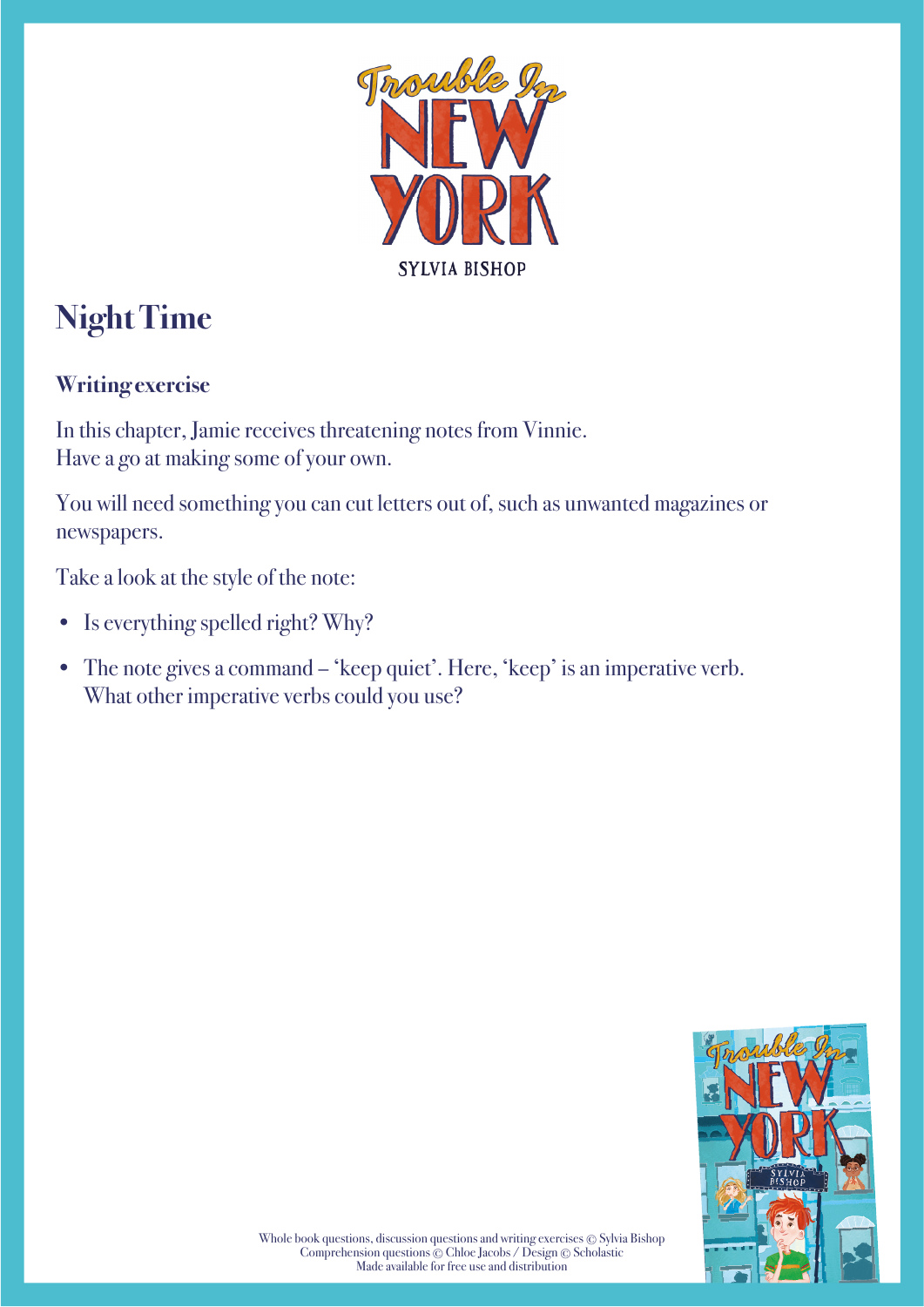# Night Time

### Writing exercise

In this chapter, Jamie receives threatening notes from Vinnie.
Have a go at making some of your own.

You will need something you can cut letters out of, such as unwanted magazines or newspapers.

Take a look at the style of the note:

- Is everything spelled right? Why?
- The note gives a command – 'keep quiet'. Here, 'keep' is an imperative verb. What other imperative verbs could you use?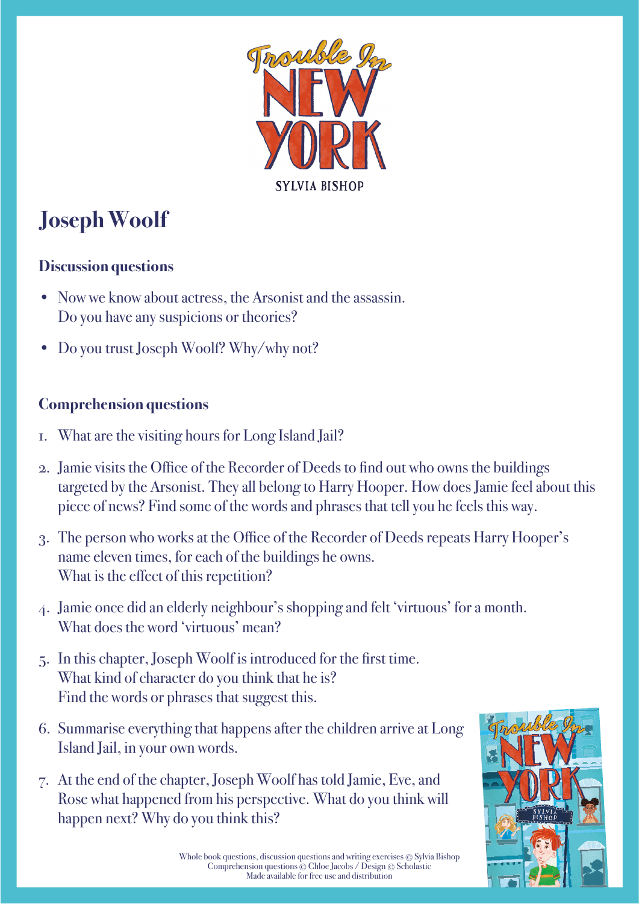# Joseph Woolf

## Discussion questions

- Now we know about actress, the Arsonist and the assassin. Do you have any suspicions or theories?
- Do you trust Joseph Woolf? Why/why not?

## Comprehension questions

1. What are the visiting hours for Long Island Jail?
2. Jamie visits the Office of the Recorder of Deeds to find out who owns the buildings targeted by the Arsonist. They all belong to Harry Hooper. How does Jamie feel about this piece of news? Find some of the words and phrases that tell you he feels this way.
3. The person who works at the Office of the Recorder of Deeds repeats Harry Hooper's name eleven times, for each of the buildings he owns. What is the effect of this repetition?
4. Jamie once did an elderly neighbour's shopping and felt 'virtuous' for a month. What does the word 'virtuous' mean?
5. In this chapter, Joseph Woolf is introduced for the first time. What kind of character do you think that he is? Find the words or phrases that suggest this.
6. Summarise everything that happens after the children arrive at Long Island Jail, in your own words.
7. At the end of the chapter, Joseph Woolf has told Jamie, Eve, and Rose what happened from his perspective. What do you think will happen next? Why do you think this?

Whole book questions, discussion questions and writing exercises © Sylvia Bishop
Comprehension questions © Chloe Jacobs / Design © Scholastic
Made available for free use and distribution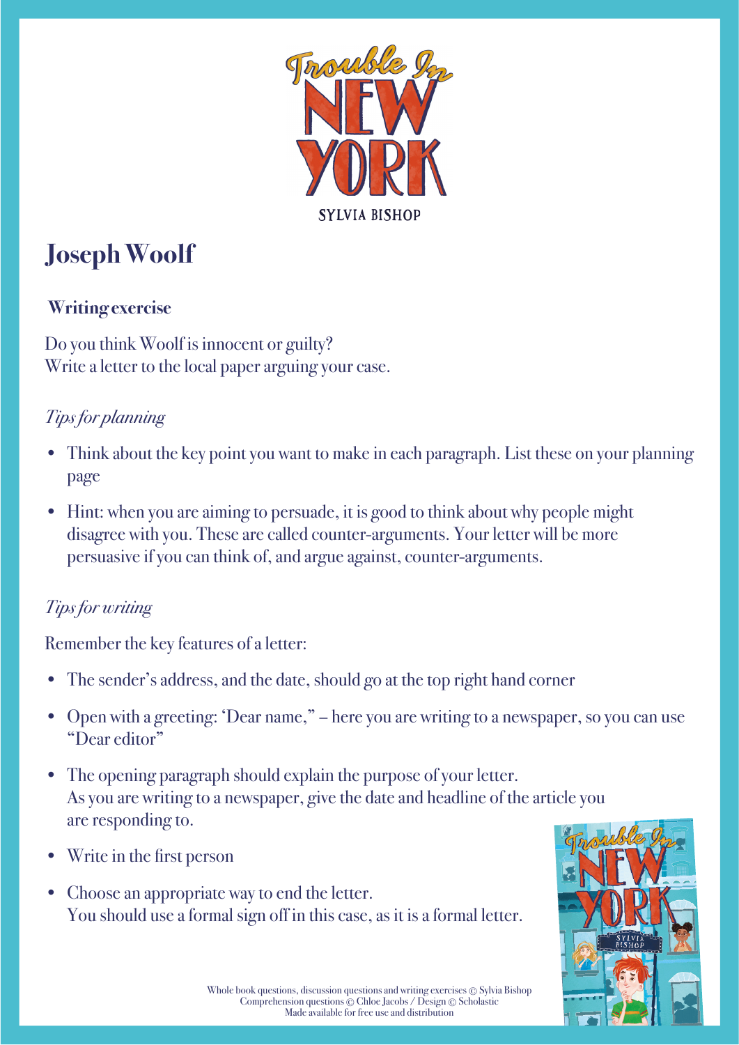# Joseph Woolf

### Writing exercise

Do you think Woolf is innocent or guilty?
Write a letter to the local paper arguing your case.

*Tips for planning*

- Think about the key point you want to make in each paragraph. List these on your planning page
- Hint: when you are aiming to persuade, it is good to think about why people might disagree with you. These are called counter-arguments. Your letter will be more persuasive if you can think of, and argue against, counter-arguments.

*Tips for writing*

Remember the key features of a letter:

- The sender's address, and the date, should go at the top right hand corner
- Open with a greeting: 'Dear name," – here you are writing to a newspaper, so you can use "Dear editor"
- The opening paragraph should explain the purpose of your letter. As you are writing to a newspaper, give the date and headline of the article you are responding to.
- Write in the first person
- Choose an appropriate way to end the letter. You should use a formal sign off in this case, as it is a formal letter.

Whole book questions, discussion questions and writing exercises © Sylvia Bishop
Comprehension questions © Chloe Jacobs / Design © Scholastic
Made available for free use and distribution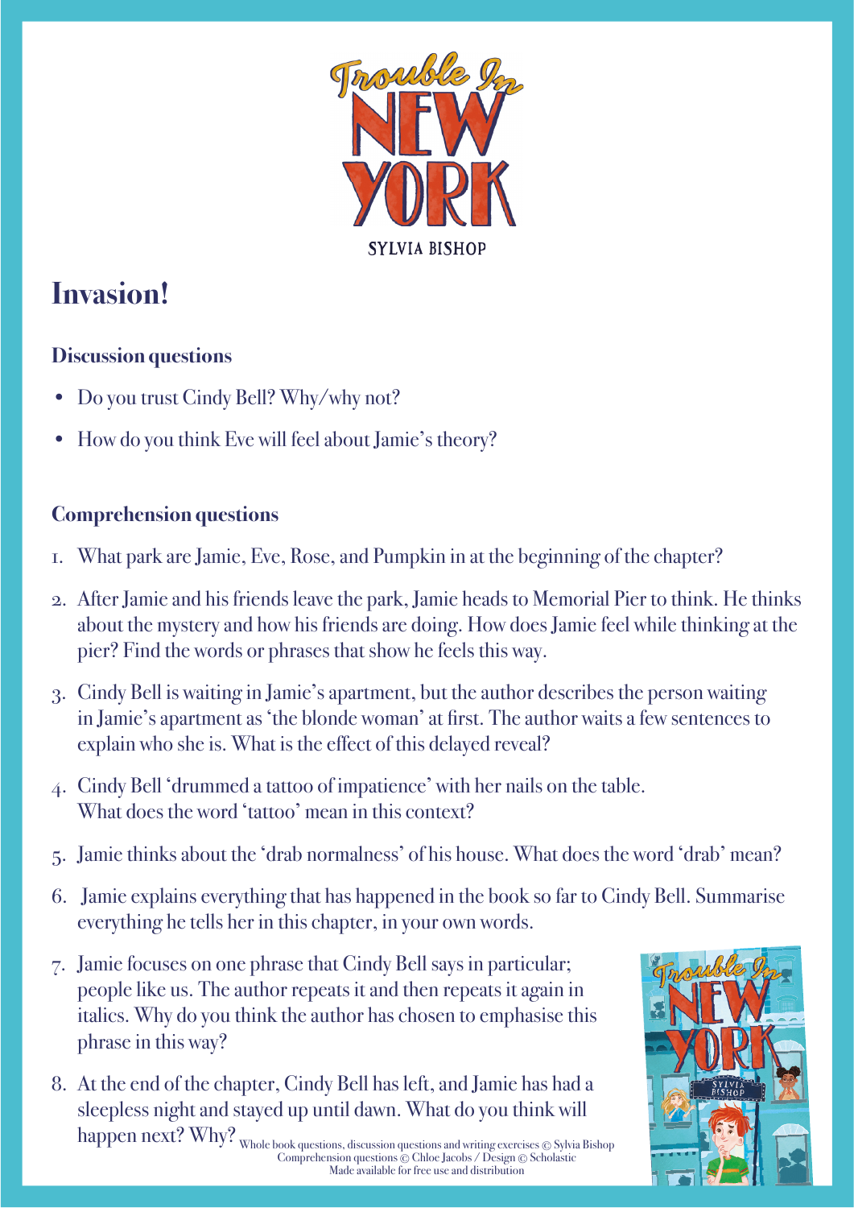# Invasion!

### Discussion questions

- Do you trust Cindy Bell? Why/why not?
- How do you think Eve will feel about Jamie's theory?

### Comprehension questions

1. What park are Jamie, Eve, Rose, and Pumpkin in at the beginning of the chapter?
2. After Jamie and his friends leave the park, Jamie heads to Memorial Pier to think. He thinks about the mystery and how his friends are doing. How does Jamie feel while thinking at the pier? Find the words or phrases that show he feels this way.
3. Cindy Bell is waiting in Jamie's apartment, but the author describes the person waiting in Jamie's apartment as 'the blonde woman' at first. The author waits a few sentences to explain who she is. What is the effect of this delayed reveal?
4. Cindy Bell 'drummed a tattoo of impatience' with her nails on the table. What does the word 'tattoo' mean in this context?
5. Jamie thinks about the 'drab normalness' of his house. What does the word 'drab' mean?
6. Jamie explains everything that has happened in the book so far to Cindy Bell. Summarise everything he tells her in this chapter, in your own words.
7. Jamie focuses on one phrase that Cindy Bell says in particular; people like us. The author repeats it and then repeats it again in italics. Why do you think the author has chosen to emphasise this phrase in this way?
8. At the end of the chapter, Cindy Bell has left, and Jamie has had a sleepless night and stayed up until dawn. What do you think will happen next? Why?

Whole book questions, discussion questions and writing exercises © Sylvia Bishop
Comprehension questions © Chloe Jacobs / Design © Scholastic
Made available for free use and distribution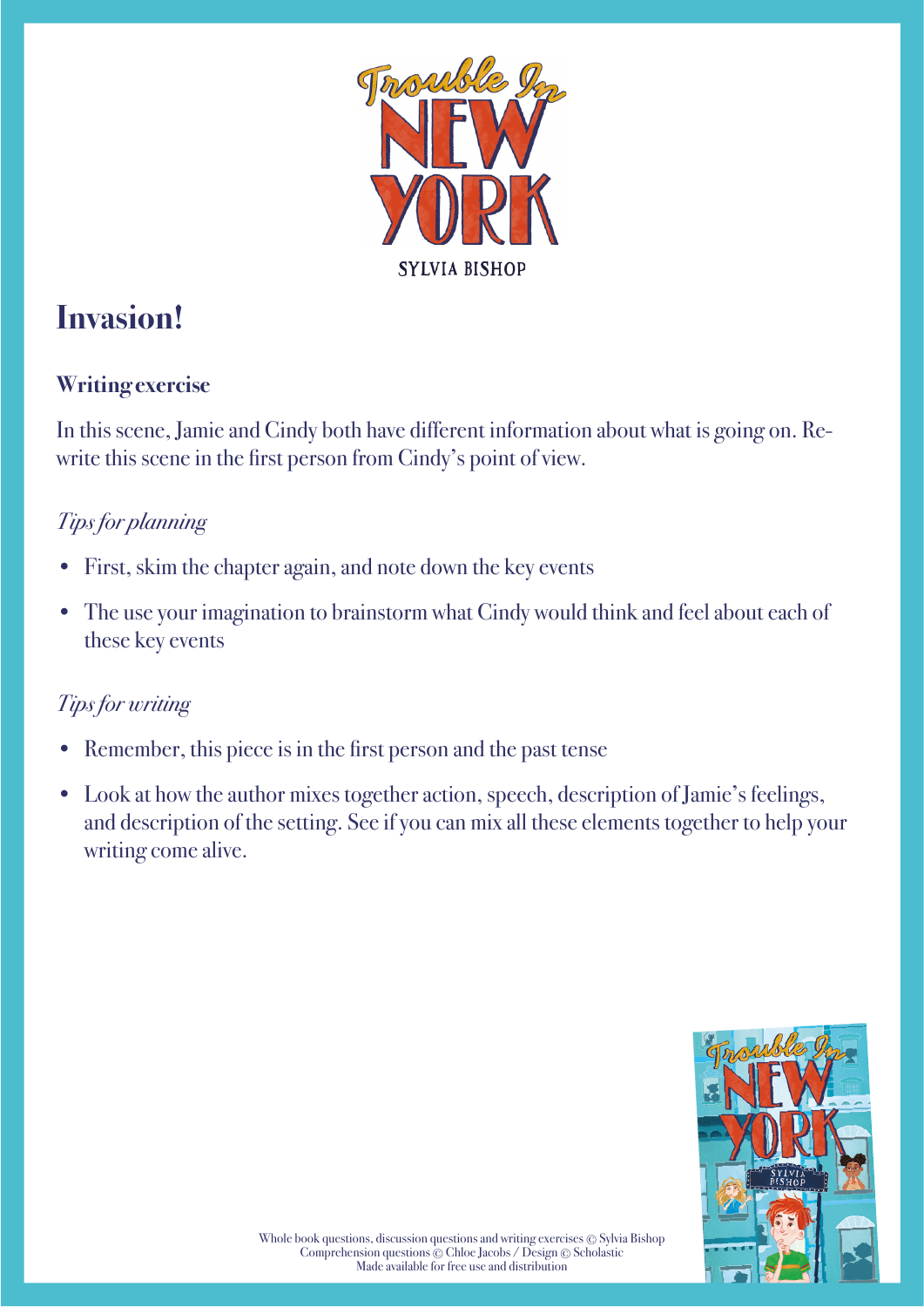# Invasion!

## Writing exercise

In this scene, Jamie and Cindy both have different information about what is going on. Re-write this scene in the first person from Cindy's point of view.

### *Tips for planning*

- First, skim the chapter again, and note down the key events
- The use your imagination to brainstorm what Cindy would think and feel about each of these key events

### *Tips for writing*

- Remember, this piece is in the first person and the past tense
- Look at how the author mixes together action, speech, description of Jamie's feelings, and description of the setting. See if you can mix all these elements together to help your writing come alive.

Whole book questions, discussion questions and writing exercises © Sylvia Bishop
Comprehension questions © Chloe Jacobs / Design © Scholastic
Made available for free use and distribution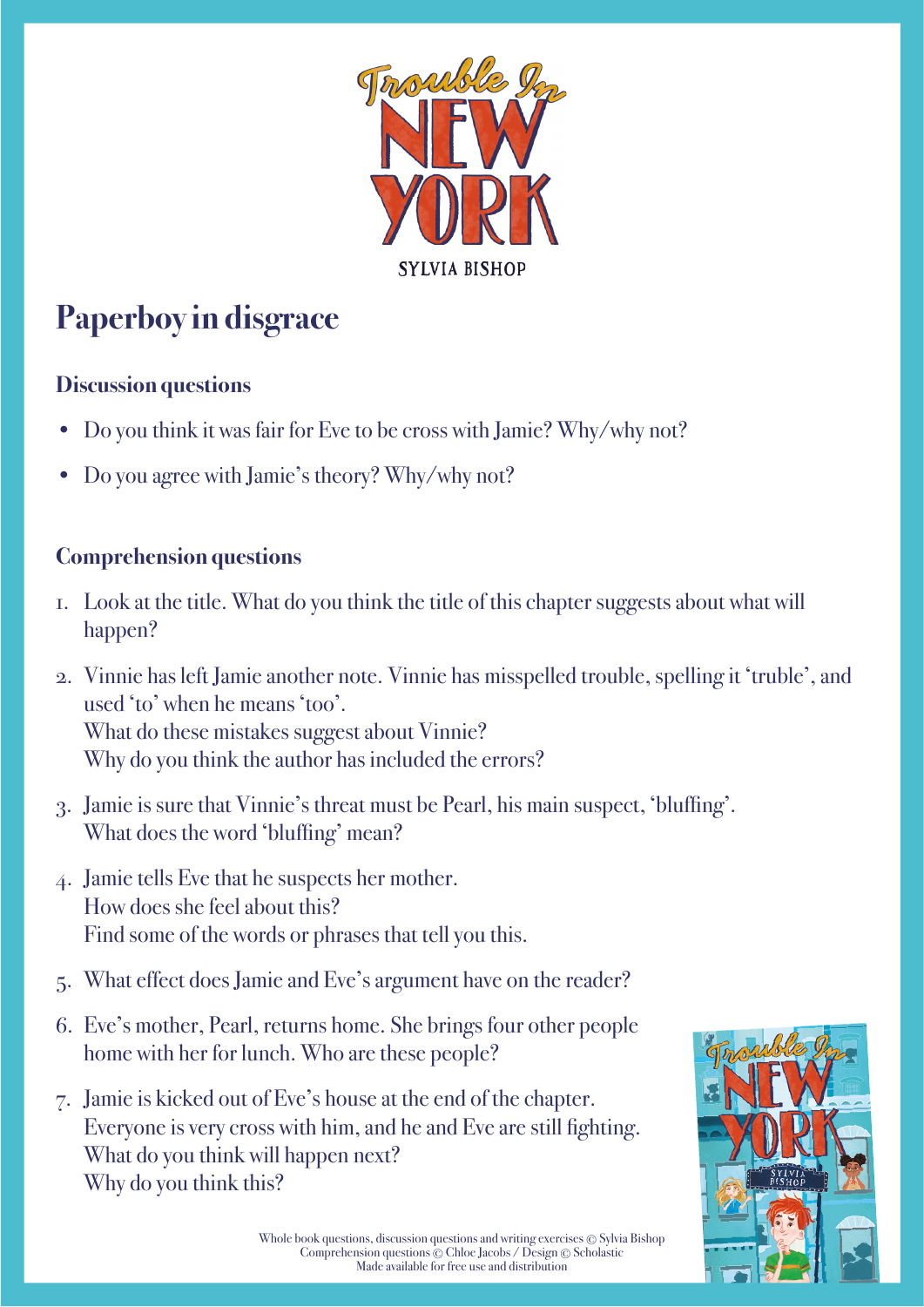# Paperboy in disgrace

## Discussion questions

- Do you think it was fair for Eve to be cross with Jamie? Why/why not?
- Do you agree with Jamie's theory? Why/why not?

## Comprehension questions

1. Look at the title. What do you think the title of this chapter suggests about what will happen?
2. Vinnie has left Jamie another note. Vinnie has misspelled trouble, spelling it 'truble', and used 'to' when he means 'too'.
   What do these mistakes suggest about Vinnie?
   Why do you think the author has included the errors?
3. Jamie is sure that Vinnie's threat must be Pearl, his main suspect, 'bluffing'.
   What does the word 'bluffing' mean?
4. Jamie tells Eve that he suspects her mother.
   How does she feel about this?
   Find some of the words or phrases that tell you this.
5. What effect does Jamie and Eve's argument have on the reader?
6. Eve's mother, Pearl, returns home. She brings four other people home with her for lunch. Who are these people?
7. Jamie is kicked out of Eve's house at the end of the chapter.
   Everyone is very cross with him, and he and Eve are still fighting.
   What do you think will happen next?
   Why do you think this?

Whole book questions, discussion questions and writing exercises © Sylvia Bishop
Comprehension questions © Chloe Jacobs / Design © Scholastic
Made available for free use and distribution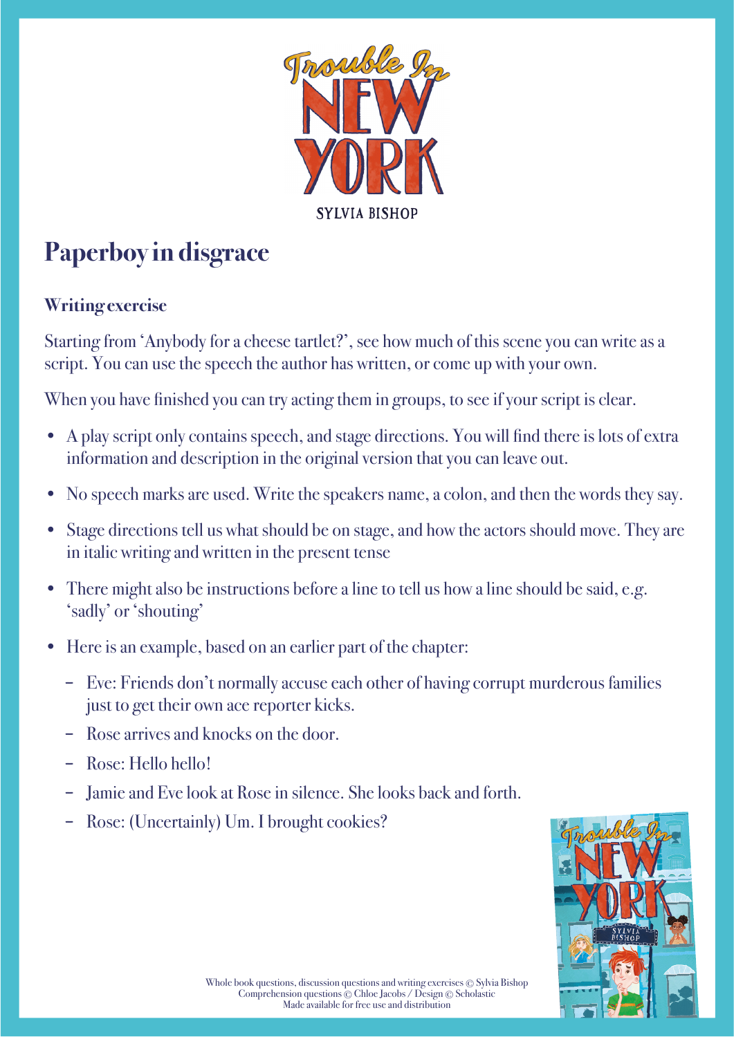# Paperboy in disgrace

### Writing exercise

Starting from 'Anybody for a cheese tartlet?', see how much of this scene you can write as a script. You can use the speech the author has written, or come up with your own.

When you have finished you can try acting them in groups, to see if your script is clear.

- A play script only contains speech, and stage directions. You will find there is lots of extra information and description in the original version that you can leave out.
- No speech marks are used. Write the speakers name, a colon, and then the words they say.
- Stage directions tell us what should be on stage, and how the actors should move. They are in italic writing and written in the present tense
- There might also be instructions before a line to tell us how a line should be said, e.g. 'sadly' or 'shouting'
- Here is an example, based on an earlier part of the chapter:
  - Eve: Friends don't normally accuse each other of having corrupt murderous families just to get their own ace reporter kicks.
  - Rose arrives and knocks on the door.
  - Rose: Hello hello!
  - Jamie and Eve look at Rose in silence. She looks back and forth.
  - Rose: (Uncertainly) Um. I brought cookies?

Whole book questions, discussion questions and writing exercises © Sylvia Bishop
Comprehension questions © Chloe Jacobs / Design © Scholastic
Made available for free use and distribution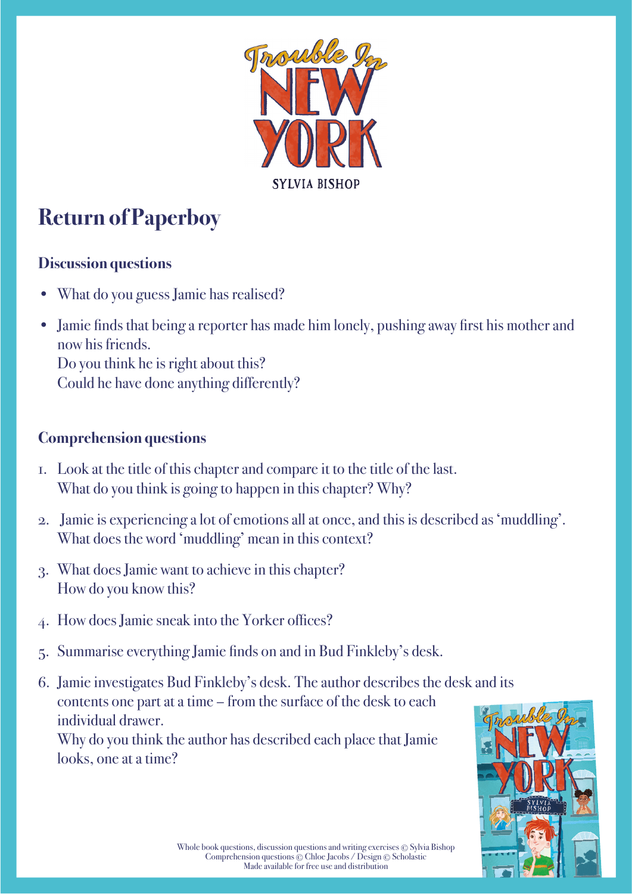# Return of Paperboy

## Discussion questions

- What do you guess Jamie has realised?
- Jamie finds that being a reporter has made him lonely, pushing away first his mother and now his friends.
  Do you think he is right about this?
  Could he have done anything differently?

## Comprehension questions

1. Look at the title of this chapter and compare it to the title of the last.
   What do you think is going to happen in this chapter? Why?
2. Jamie is experiencing a lot of emotions all at once, and this is described as 'muddling'.
   What does the word 'muddling' mean in this context?
3. What does Jamie want to achieve in this chapter?
   How do you know this?
4. How does Jamie sneak into the Yorker offices?
5. Summarise everything Jamie finds on and in Bud Finkleby's desk.
6. Jamie investigates Bud Finkleby's desk. The author describes the desk and its contents one part at a time – from the surface of the desk to each individual drawer.
   Why do you think the author has described each place that Jamie looks, one at a time?

Whole book questions, discussion questions and writing exercises © Sylvia Bishop
Comprehension questions © Chloe Jacobs / Design © Scholastic
Made available for free use and distribution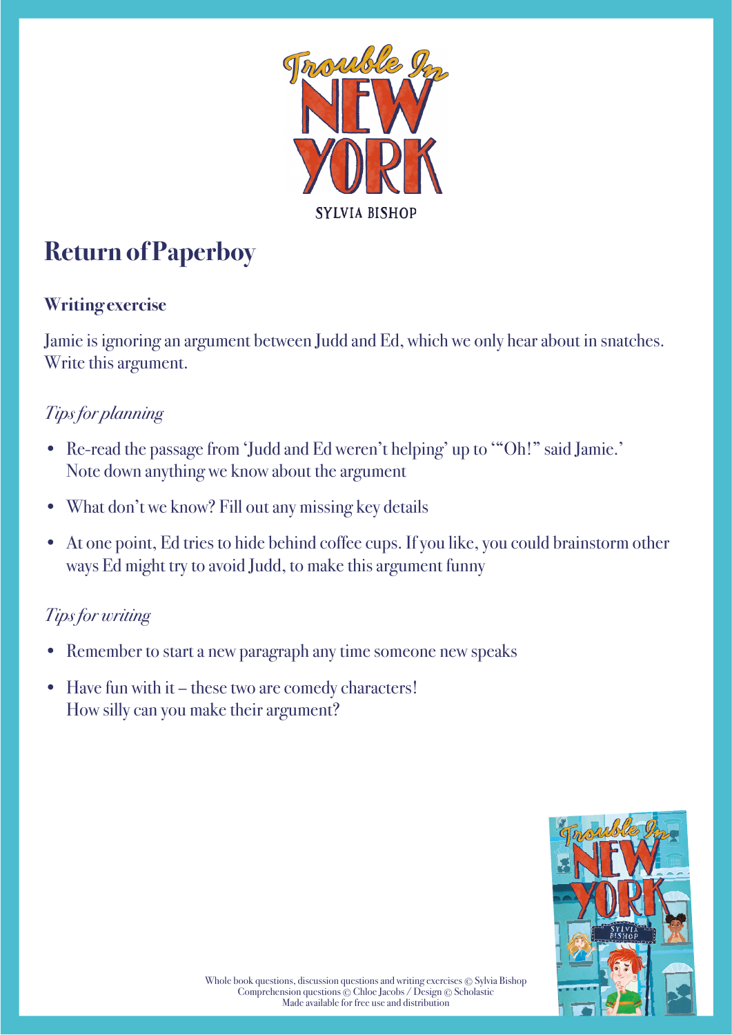# Trouble In NEW YORK

SYLVIA BISHOP

## Return of Paperboy

### Writing exercise

Jamie is ignoring an argument between Judd and Ed, which we only hear about in snatches. Write this argument.

*Tips for planning*

- Re-read the passage from 'Judd and Ed weren't helping' up to '"Oh!" said Jamie.' Note down anything we know about the argument
- What don't we know? Fill out any missing key details
- At one point, Ed tries to hide behind coffee cups. If you like, you could brainstorm other ways Ed might try to avoid Judd, to make this argument funny

*Tips for writing*

- Remember to start a new paragraph any time someone new speaks
- Have fun with it – these two are comedy characters! How silly can you make their argument?

Whole book questions, discussion questions and writing exercises © Sylvia Bishop
Comprehension questions © Chloe Jacobs / Design © Scholastic
Made available for free use and distribution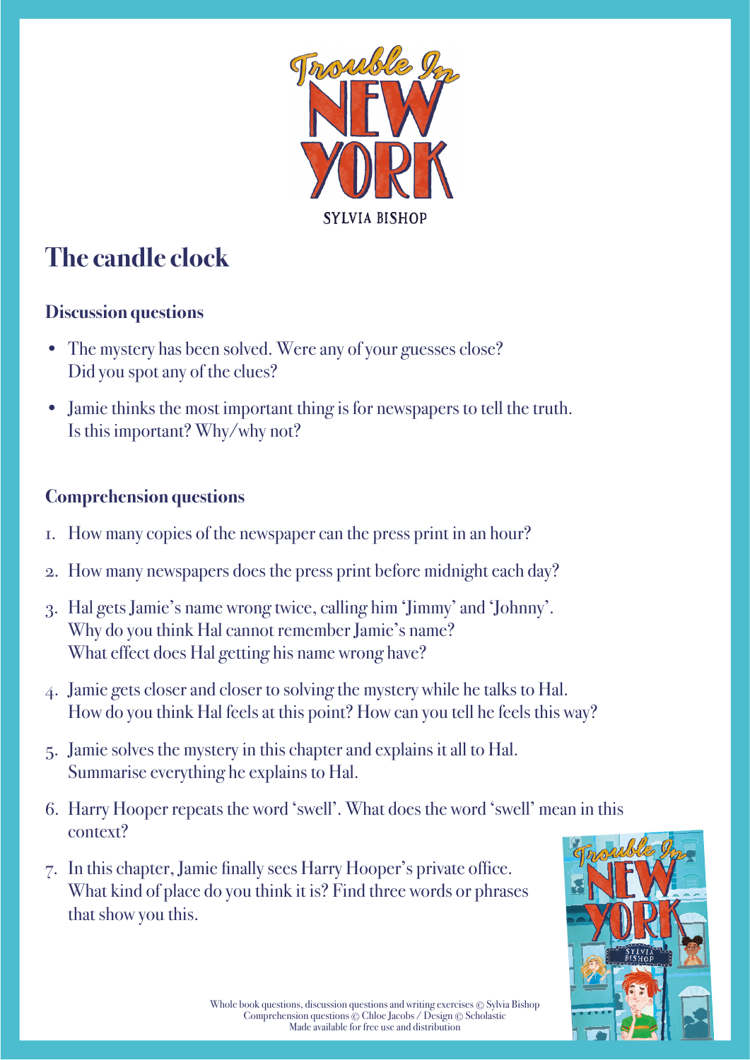# The candle clock

## Discussion questions

- The mystery has been solved. Were any of your guesses close? Did you spot any of the clues?
- Jamie thinks the most important thing is for newspapers to tell the truth. Is this important? Why/why not?

## Comprehension questions

1. How many copies of the newspaper can the press print in an hour?
2. How many newspapers does the press print before midnight each day?
3. Hal gets Jamie's name wrong twice, calling him 'Jimmy' and 'Johnny'. Why do you think Hal cannot remember Jamie's name? What effect does Hal getting his name wrong have?
4. Jamie gets closer and closer to solving the mystery while he talks to Hal. How do you think Hal feels at this point? How can you tell he feels this way?
5. Jamie solves the mystery in this chapter and explains it all to Hal. Summarise everything he explains to Hal.
6. Harry Hooper repeats the word 'swell'. What does the word 'swell' mean in this context?
7. In this chapter, Jamie finally sees Harry Hooper's private office. What kind of place do you think it is? Find three words or phrases that show you this.

Whole book questions, discussion questions and writing exercises © Sylvia Bishop
Comprehension questions © Chloe Jacobs / Design © Scholastic
Made available for free use and distribution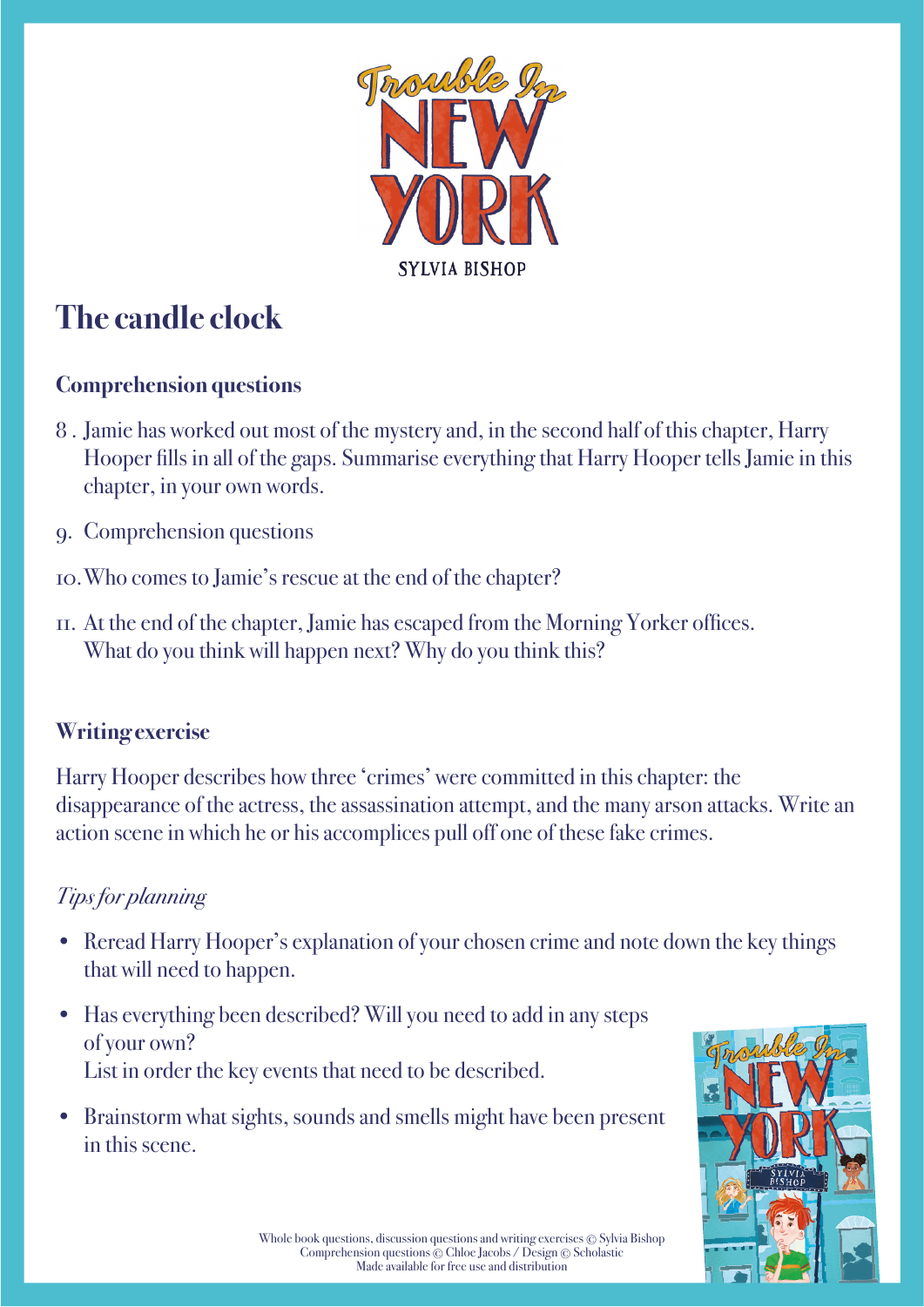# The candle clock

## Comprehension questions

8. Jamie has worked out most of the mystery and, in the second half of this chapter, Harry Hooper fills in all of the gaps. Summarise everything that Harry Hooper tells Jamie in this chapter, in your own words.
9. Comprehension questions
10. Who comes to Jamie's rescue at the end of the chapter?
11. At the end of the chapter, Jamie has escaped from the Morning Yorker offices. What do you think will happen next? Why do you think this?

## Writing exercise

Harry Hooper describes how three 'crimes' were committed in this chapter: the disappearance of the actress, the assassination attempt, and the many arson attacks. Write an action scene in which he or his accomplices pull off one of these fake crimes.

### *Tips for planning*

- Reread Harry Hooper's explanation of your chosen crime and note down the key things that will need to happen.
- Has everything been described? Will you need to add in any steps of your own? List in order the key events that need to be described.
- Brainstorm what sights, sounds and smells might have been present in this scene.

Whole book questions, discussion questions and writing exercises © Sylvia Bishop
Comprehension questions © Chloe Jacobs / Design © Scholastic
Made available for free use and distribution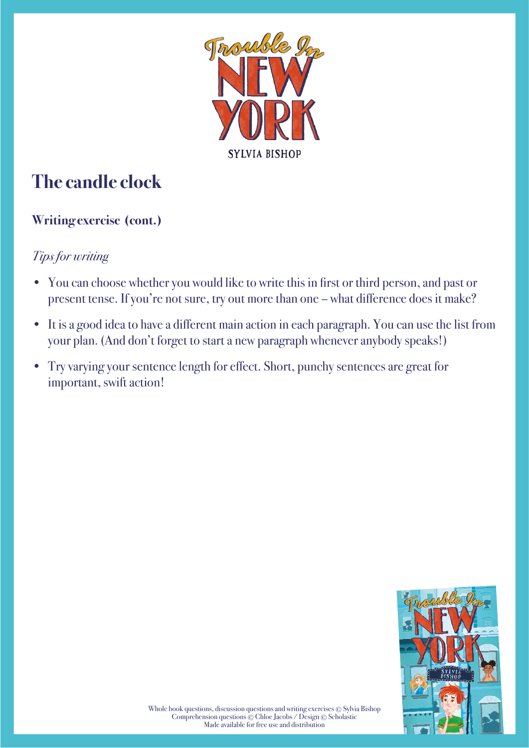# The candle clock

## Writing exercise (cont.)

*Tips for writing*

- You can choose whether you would like to write this in first or third person, and past or present tense. If you're not sure, try out more than one – what difference does it make?
- It is a good idea to have a different main action in each paragraph. You can use the list from your plan. (And don't forget to start a new paragraph whenever anybody speaks!)
- Try varying your sentence length for effect. Short, punchy sentences are great for important, swift action!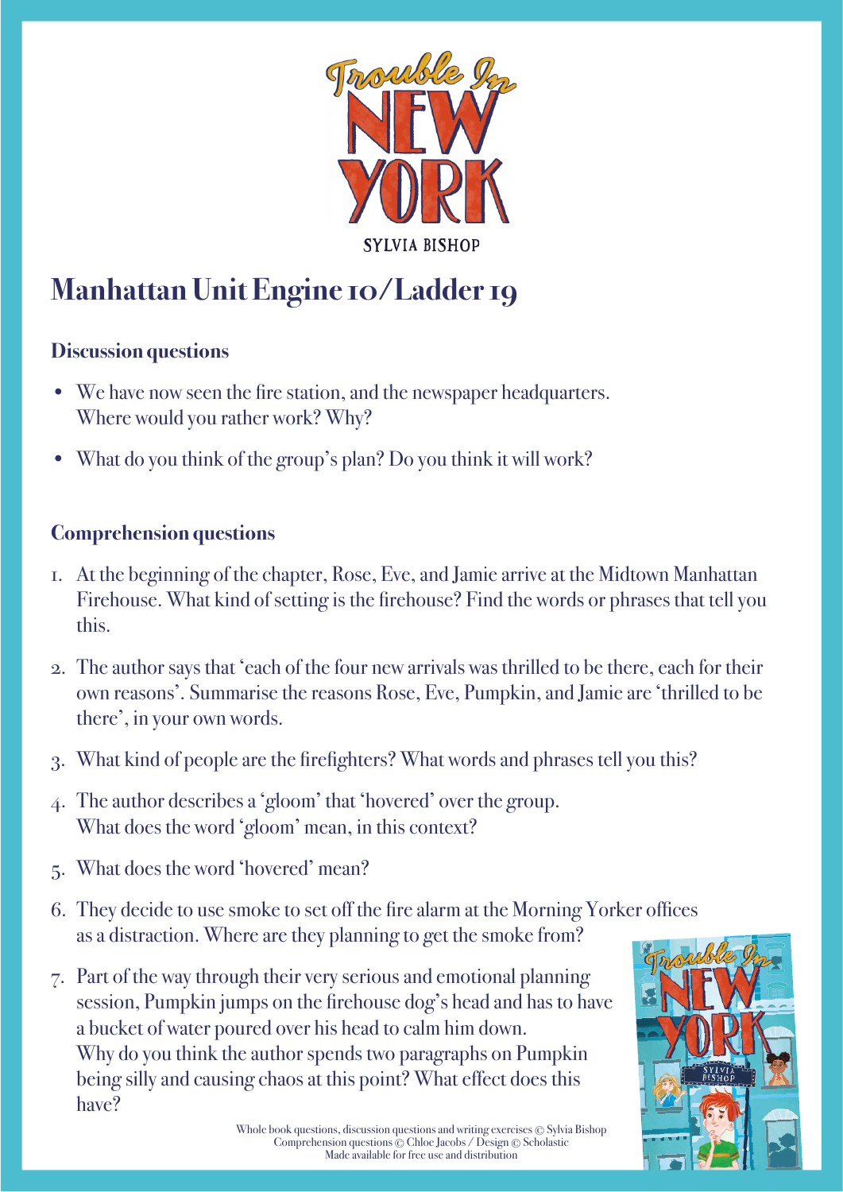# Manhattan Unit Engine 10/Ladder 19

## Discussion questions

- We have now seen the fire station, and the newspaper headquarters. Where would you rather work? Why?
- What do you think of the group's plan? Do you think it will work?

## Comprehension questions

1. At the beginning of the chapter, Rose, Eve, and Jamie arrive at the Midtown Manhattan Firehouse. What kind of setting is the firehouse? Find the words or phrases that tell you this.
2. The author says that 'each of the four new arrivals was thrilled to be there, each for their own reasons'. Summarise the reasons Rose, Eve, Pumpkin, and Jamie are 'thrilled to be there', in your own words.
3. What kind of people are the firefighters? What words and phrases tell you this?
4. The author describes a 'gloom' that 'hovered' over the group. What does the word 'gloom' mean, in this context?
5. What does the word 'hovered' mean?
6. They decide to use smoke to set off the fire alarm at the Morning Yorker offices as a distraction. Where are they planning to get the smoke from?
7. Part of the way through their very serious and emotional planning session, Pumpkin jumps on the firehouse dog's head and has to have a bucket of water poured over his head to calm him down. Why do you think the author spends two paragraphs on Pumpkin being silly and causing chaos at this point? What effect does this have?

Whole book questions, discussion questions and writing exercises © Sylvia Bishop
Comprehension questions © Chloe Jacobs / Design © Scholastic
Made available for free use and distribution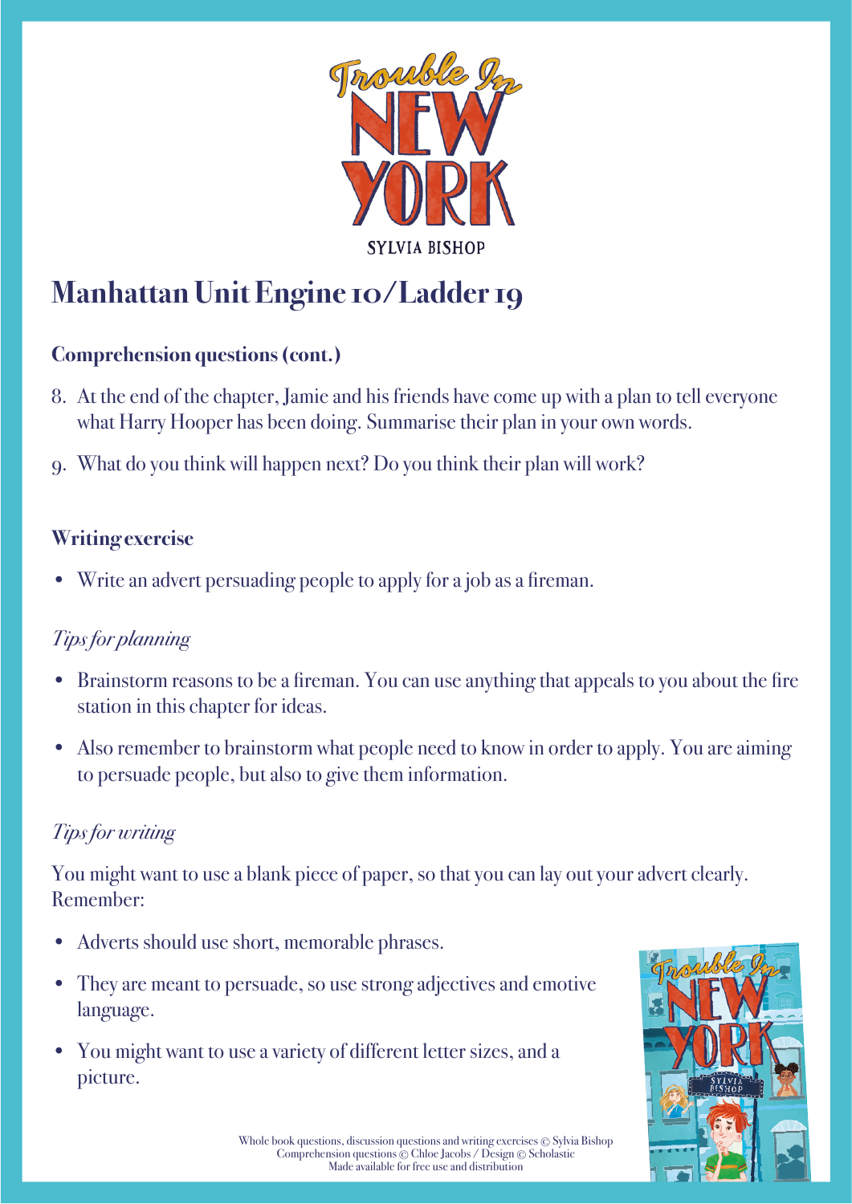# Manhattan Unit Engine 10/Ladder 19

### Comprehension questions (cont.)

8. At the end of the chapter, Jamie and his friends have come up with a plan to tell everyone what Harry Hooper has been doing. Summarise their plan in your own words.
9. What do you think will happen next? Do you think their plan will work?

### Writing exercise

- Write an advert persuading people to apply for a job as a fireman.

*Tips for planning*

- Brainstorm reasons to be a fireman. You can use anything that appeals to you about the fire station in this chapter for ideas.
- Also remember to brainstorm what people need to know in order to apply. You are aiming to persuade people, but also to give them information.

*Tips for writing*

You might want to use a blank piece of paper, so that you can lay out your advert clearly. Remember:

- Adverts should use short, memorable phrases.
- They are meant to persuade, so use strong adjectives and emotive language.
- You might want to use a variety of different letter sizes, and a picture.

Whole book questions, discussion questions and writing exercises © Sylvia Bishop
Comprehension questions © Chloe Jacobs / Design © Scholastic
Made available for free use and distribution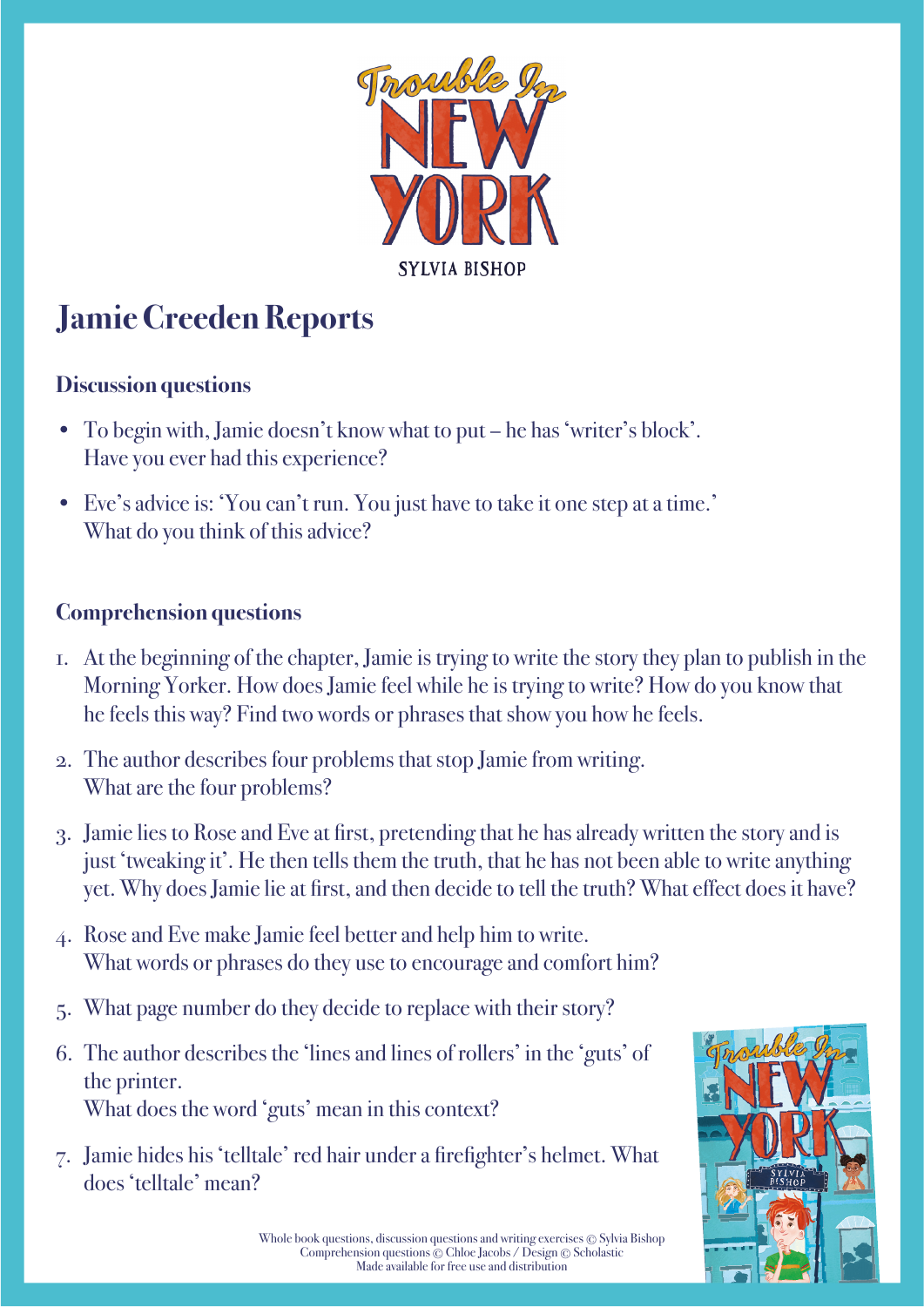# Jamie Creeden Reports

## Discussion questions

- To begin with, Jamie doesn't know what to put – he has 'writer's block'. Have you ever had this experience?
- Eve's advice is: 'You can't run. You just have to take it one step at a time.' What do you think of this advice?

## Comprehension questions

1. At the beginning of the chapter, Jamie is trying to write the story they plan to publish in the Morning Yorker. How does Jamie feel while he is trying to write? How do you know that he feels this way? Find two words or phrases that show you how he feels.
2. The author describes four problems that stop Jamie from writing. What are the four problems?
3. Jamie lies to Rose and Eve at first, pretending that he has already written the story and is just 'tweaking it'. He then tells them the truth, that he has not been able to write anything yet. Why does Jamie lie at first, and then decide to tell the truth? What effect does it have?
4. Rose and Eve make Jamie feel better and help him to write. What words or phrases do they use to encourage and comfort him?
5. What page number do they decide to replace with their story?
6. The author describes the 'lines and lines of rollers' in the 'guts' of the printer. What does the word 'guts' mean in this context?
7. Jamie hides his 'telltale' red hair under a firefighter's helmet. What does 'telltale' mean?

Whole book questions, discussion questions and writing exercises © Sylvia Bishop
Comprehension questions © Chloe Jacobs / Design © Scholastic
Made available for free use and distribution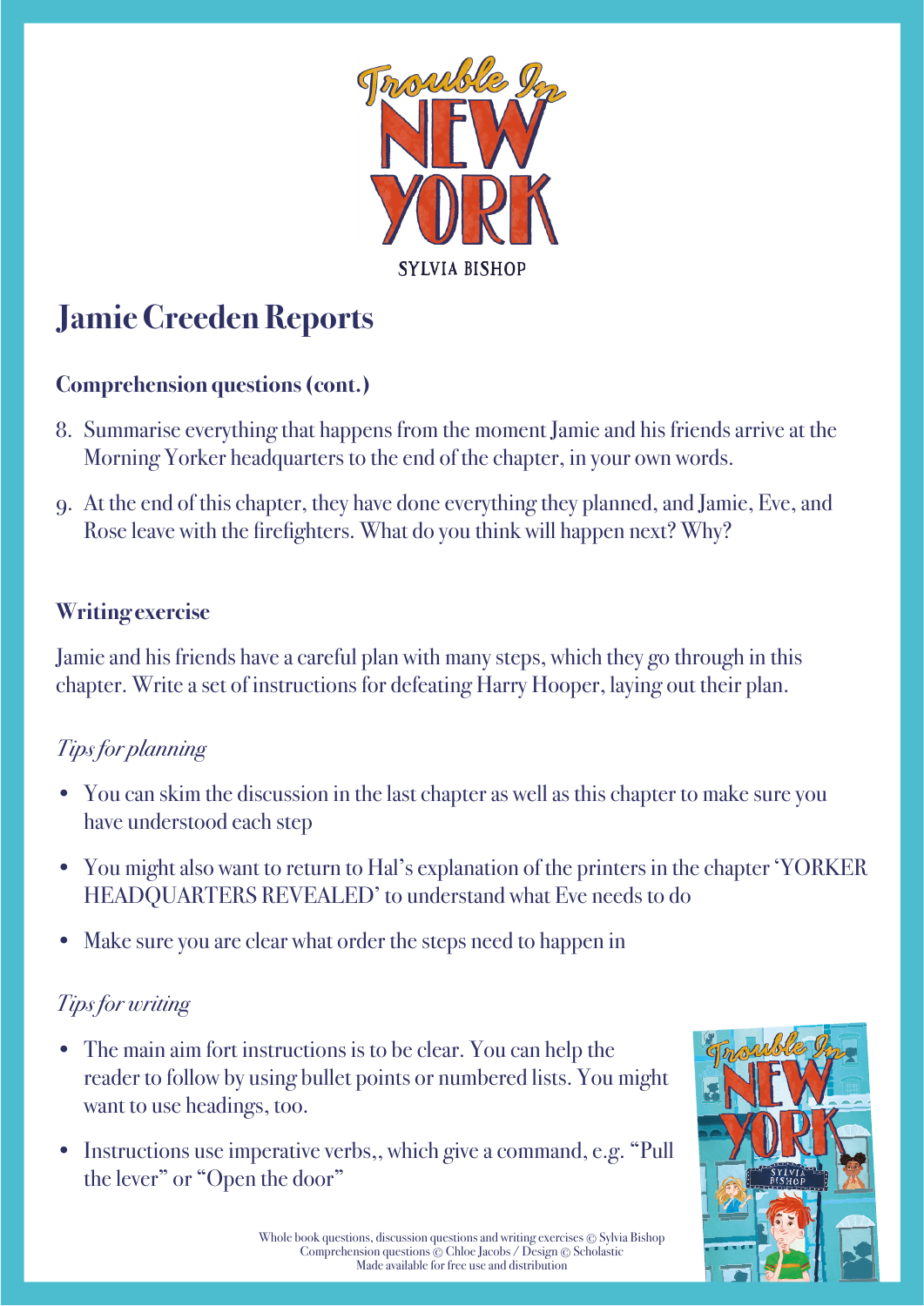# Jamie Creeden Reports

### Comprehension questions (cont.)

8. Summarise everything that happens from the moment Jamie and his friends arrive at the Morning Yorker headquarters to the end of the chapter, in your own words.
9. At the end of this chapter, they have done everything they planned, and Jamie, Eve, and Rose leave with the firefighters. What do you think will happen next? Why?

### Writing exercise

Jamie and his friends have a careful plan with many steps, which they go through in this chapter. Write a set of instructions for defeating Harry Hooper, laying out their plan.

*Tips for planning*

- You can skim the discussion in the last chapter as well as this chapter to make sure you have understood each step
- You might also want to return to Hal's explanation of the printers in the chapter 'YORKER HEADQUARTERS REVEALED' to understand what Eve needs to do
- Make sure you are clear what order the steps need to happen in

*Tips for writing*

- The main aim fort instructions is to be clear. You can help the reader to follow by using bullet points or numbered lists. You might want to use headings, too.
- Instructions use imperative verbs,, which give a command, e.g. "Pull the lever" or "Open the door"

Whole book questions, discussion questions and writing exercises © Sylvia Bishop
Comprehension questions © Chloe Jacobs / Design © Scholastic
Made available for free use and distribution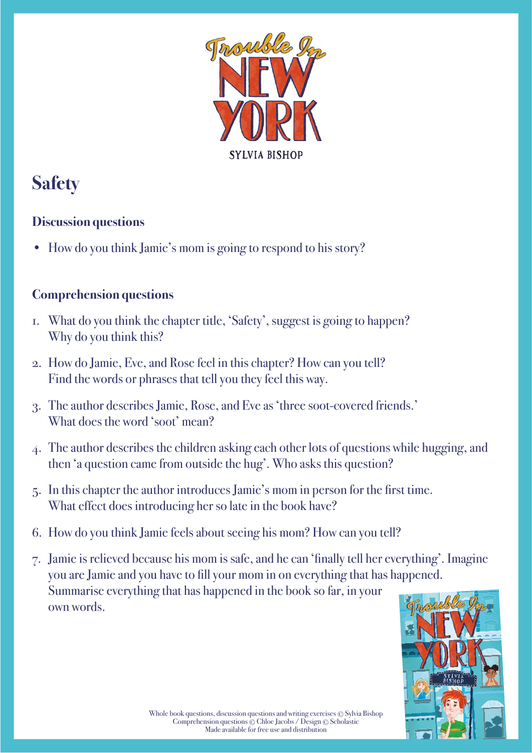# Safety

### Discussion questions

- How do you think Jamie's mom is going to respond to his story?

### Comprehension questions

1. What do you think the chapter title, 'Safety', suggest is going to happen? Why do you think this?
2. How do Jamie, Eve, and Rose feel in this chapter? How can you tell? Find the words or phrases that tell you they feel this way.
3. The author describes Jamie, Rose, and Eve as 'three soot-covered friends.' What does the word 'soot' mean?
4. The author describes the children asking each other lots of questions while hugging, and then 'a question came from outside the hug'. Who asks this question?
5. In this chapter the author introduces Jamie's mom in person for the first time. What effect does introducing her so late in the book have?
6. How do you think Jamie feels about seeing his mom? How can you tell?
7. Jamie is relieved because his mom is safe, and he can 'finally tell her everything'. Imagine you are Jamie and you have to fill your mom in on everything that has happened. Summarise everything that has happened in the book so far, in your own words.

Whole book questions, discussion questions and writing exercises © Sylvia Bishop
Comprehension questions © Chloe Jacobs / Design © Scholastic
Made available for free use and distribution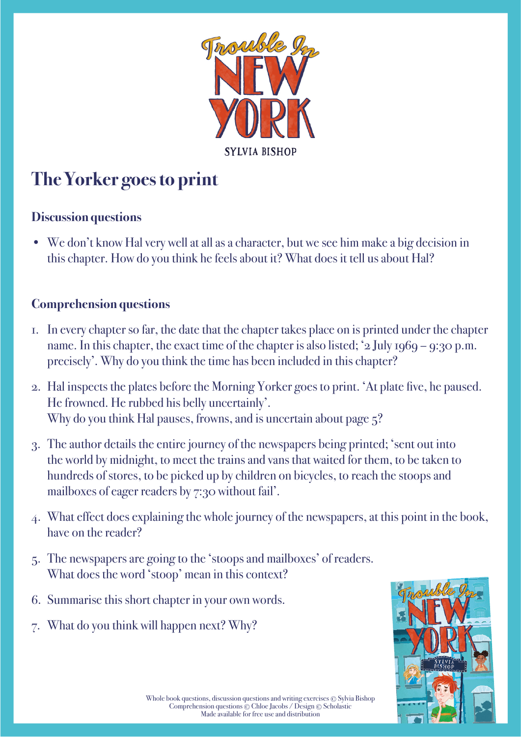# The Yorker goes to print

### Discussion questions

- We don't know Hal very well at all as a character, but we see him make a big decision in this chapter. How do you think he feels about it? What does it tell us about Hal?

### Comprehension questions

1. In every chapter so far, the date that the chapter takes place on is printed under the chapter name. In this chapter, the exact time of the chapter is also listed; '2 July 1969 – 9:30 p.m. precisely'. Why do you think the time has been included in this chapter?
2. Hal inspects the plates before the Morning Yorker goes to print. 'At plate five, he paused. He frowned. He rubbed his belly uncertainly'.
   Why do you think Hal pauses, frowns, and is uncertain about page 5?
3. The author details the entire journey of the newspapers being printed; 'sent out into the world by midnight, to meet the trains and vans that waited for them, to be taken to hundreds of stores, to be picked up by children on bicycles, to reach the stoops and mailboxes of eager readers by 7:30 without fail'.
4. What effect does explaining the whole journey of the newspapers, at this point in the book, have on the reader?
5. The newspapers are going to the 'stoops and mailboxes' of readers.
   What does the word 'stoop' mean in this context?
6. Summarise this short chapter in your own words.
7. What do you think will happen next? Why?

Whole book questions, discussion questions and writing exercises © Sylvia Bishop
Comprehension questions © Chloe Jacobs / Design © Scholastic
Made available for free use and distribution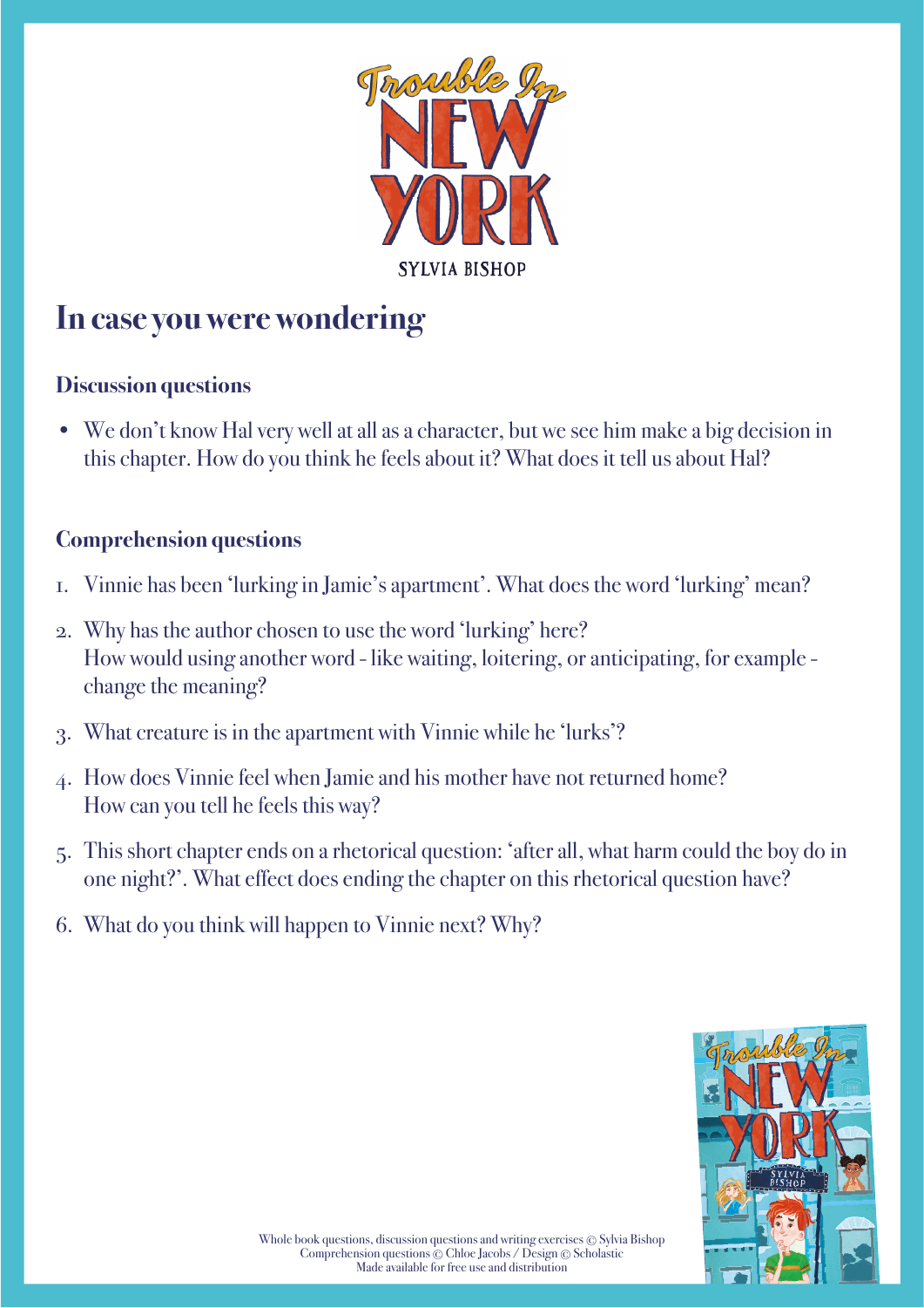# Trouble In NEW YORK

SYLVIA BISHOP

## In case you were wondering

### Discussion questions

- We don't know Hal very well at all as a character, but we see him make a big decision in this chapter. How do you think he feels about it? What does it tell us about Hal?

### Comprehension questions

1. Vinnie has been 'lurking in Jamie's apartment'. What does the word 'lurking' mean?
2. Why has the author chosen to use the word 'lurking' here?
   How would using another word - like waiting, loitering, or anticipating, for example - change the meaning?
3. What creature is in the apartment with Vinnie while he 'lurks'?
4. How does Vinnie feel when Jamie and his mother have not returned home?
   How can you tell he feels this way?
5. This short chapter ends on a rhetorical question: 'after all, what harm could the boy do in one night?'. What effect does ending the chapter on this rhetorical question have?
6. What do you think will happen to Vinnie next? Why?

Whole book questions, discussion questions and writing exercises © Sylvia Bishop
Comprehension questions © Chloe Jacobs / Design © Scholastic
Made available for free use and distribution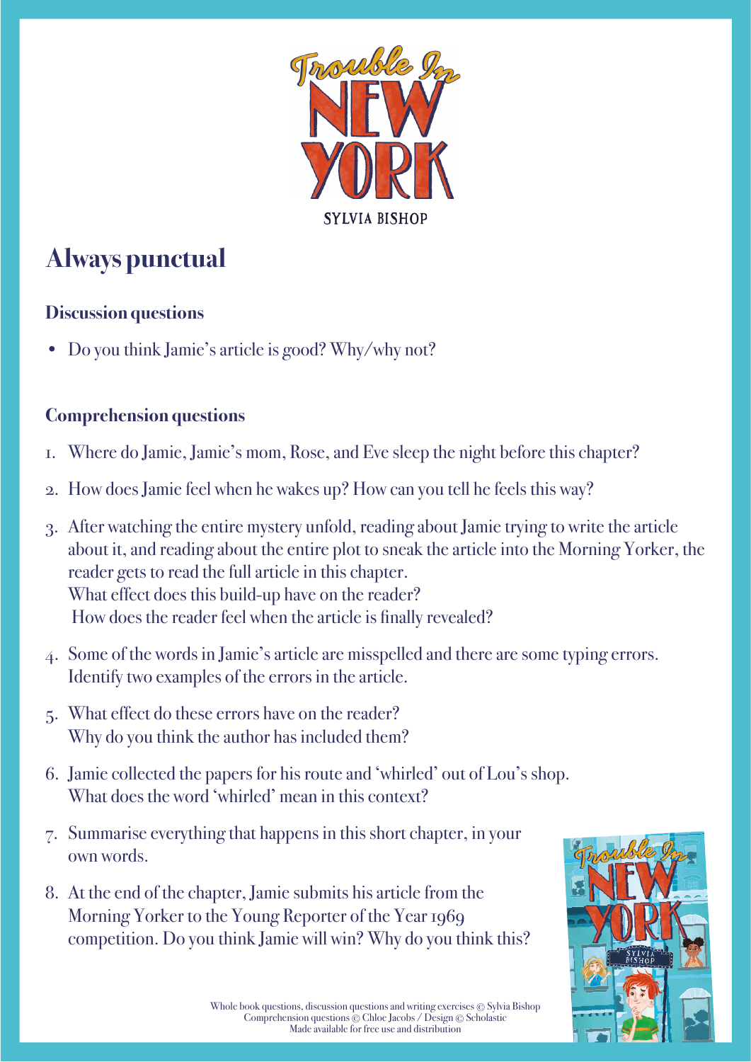# Always punctual

### Discussion questions

- Do you think Jamie's article is good? Why/why not?

### Comprehension questions

1. Where do Jamie, Jamie's mom, Rose, and Eve sleep the night before this chapter?
2. How does Jamie feel when he wakes up? How can you tell he feels this way?
3. After watching the entire mystery unfold, reading about Jamie trying to write the article about it, and reading about the entire plot to sneak the article into the Morning Yorker, the reader gets to read the full article in this chapter.
   What effect does this build-up have on the reader?
   How does the reader feel when the article is finally revealed?
4. Some of the words in Jamie's article are misspelled and there are some typing errors. Identify two examples of the errors in the article.
5. What effect do these errors have on the reader?
   Why do you think the author has included them?
6. Jamie collected the papers for his route and 'whirled' out of Lou's shop.
   What does the word 'whirled' mean in this context?
7. Summarise everything that happens in this short chapter, in your own words.
8. At the end of the chapter, Jamie submits his article from the Morning Yorker to the Young Reporter of the Year 1969 competition. Do you think Jamie will win? Why do you think this?

Whole book questions, discussion questions and writing exercises © Sylvia Bishop
Comprehension questions © Chloe Jacobs / Design © Scholastic
Made available for free use and distribution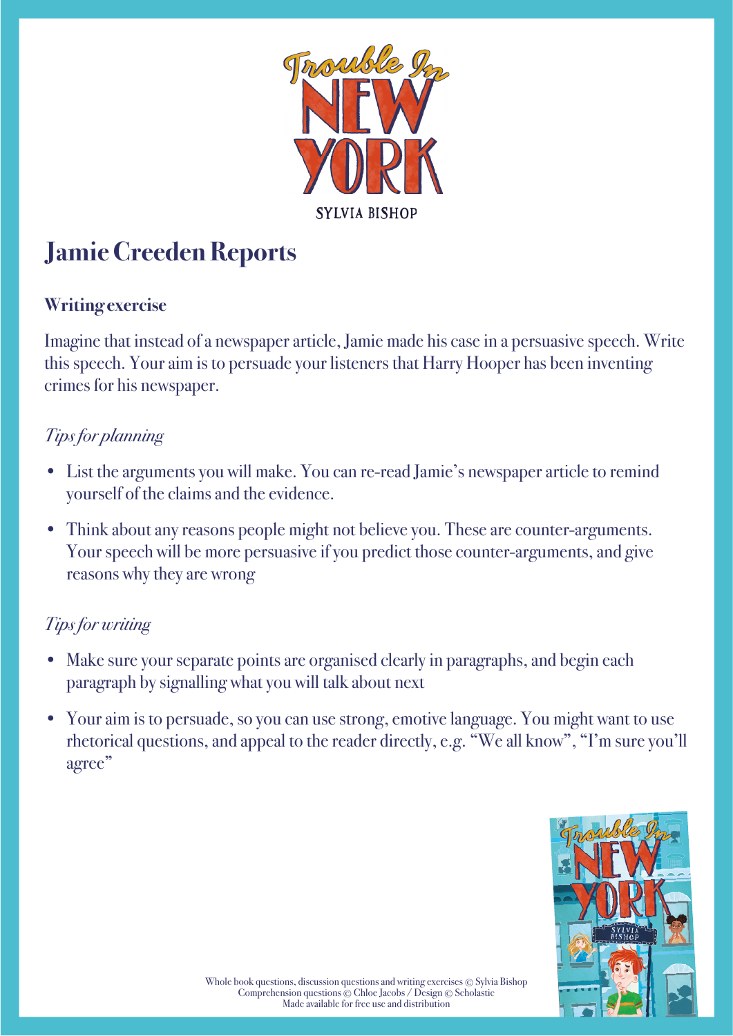# Jamie Creeden Reports

**Writing exercise**

Imagine that instead of a newspaper article, Jamie made his case in a persuasive speech. Write this speech. Your aim is to persuade your listeners that Harry Hooper has been inventing crimes for his newspaper.

*Tips for planning*

- List the arguments you will make. You can re-read Jamie's newspaper article to remind yourself of the claims and the evidence.
- Think about any reasons people might not believe you. These are counter-arguments. Your speech will be more persuasive if you predict those counter-arguments, and give reasons why they are wrong

*Tips for writing*

- Make sure your separate points are organised clearly in paragraphs, and begin each paragraph by signalling what you will talk about next
- Your aim is to persuade, so you can use strong, emotive language. You might want to use rhetorical questions, and appeal to the reader directly, e.g. "We all know", "I'm sure you'll agree"

Whole book questions, discussion questions and writing exercises © Sylvia Bishop
Comprehension questions © Chloe Jacobs / Design © Scholastic
Made available for free use and distribution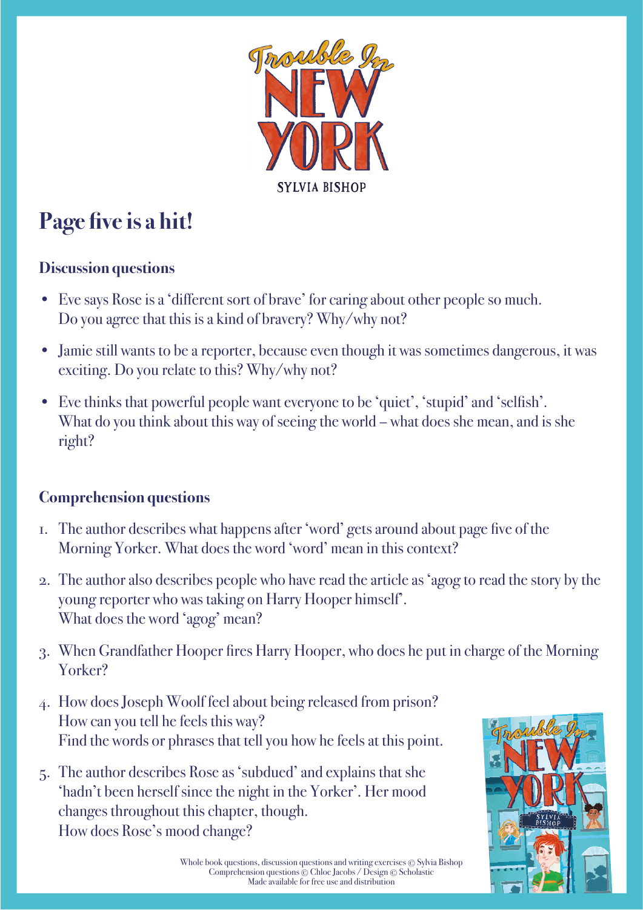# Page five is a hit!

### Discussion questions

- Eve says Rose is a 'different sort of brave' for caring about other people so much. Do you agree that this is a kind of bravery? Why/why not?
- Jamie still wants to be a reporter, because even though it was sometimes dangerous, it was exciting. Do you relate to this? Why/why not?
- Eve thinks that powerful people want everyone to be 'quiet', 'stupid' and 'selfish'. What do you think about this way of seeing the world – what does she mean, and is she right?

### Comprehension questions

1. The author describes what happens after 'word' gets around about page five of the Morning Yorker. What does the word 'word' mean in this context?
2. The author also describes people who have read the article as 'agog to read the story by the young reporter who was taking on Harry Hooper himself'. What does the word 'agog' mean?
3. When Grandfather Hooper fires Harry Hooper, who does he put in charge of the Morning Yorker?
4. How does Joseph Woolf feel about being released from prison? How can you tell he feels this way? Find the words or phrases that tell you how he feels at this point.
5. The author describes Rose as 'subdued' and explains that she 'hadn't been herself since the night in the Yorker'. Her mood changes throughout this chapter, though. How does Rose's mood change?

Whole book questions, discussion questions and writing exercises © Sylvia Bishop
Comprehension questions © Chloe Jacobs / Design © Scholastic
Made available for free use and distribution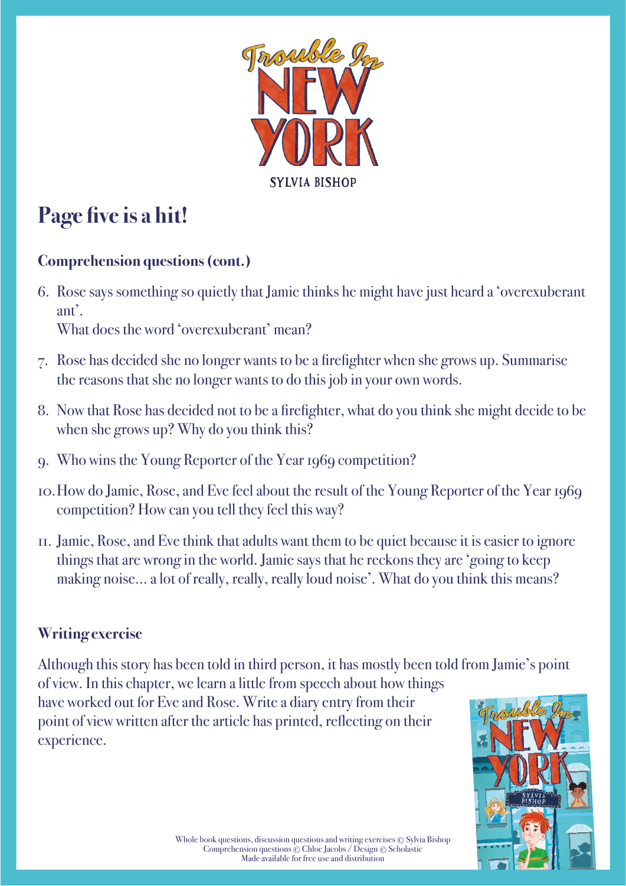# Page five is a hit!

## Comprehension questions (cont.)

6. Rose says something so quietly that Jamie thinks he might have just heard a 'overexuberant ant'.
   What does the word 'overexuberant' mean?
7. Rose has decided she no longer wants to be a firefighter when she grows up. Summarise the reasons that she no longer wants to do this job in your own words.
8. Now that Rose has decided not to be a firefighter, what do you think she might decide to be when she grows up? Why do you think this?
9. Who wins the Young Reporter of the Year 1969 competition?
10. How do Jamie, Rose, and Eve feel about the result of the Young Reporter of the Year 1969 competition? How can you tell they feel this way?
11. Jamie, Rose, and Eve think that adults want them to be quiet because it is easier to ignore things that are wrong in the world. Jamie says that he reckons they are 'going to keep making noise... a lot of really, really, really loud noise'. What do you think this means?

## Writing exercise

Although this story has been told in third person, it has mostly been told from Jamie's point of view. In this chapter, we learn a little from speech about how things have worked out for Eve and Rose. Write a diary entry from their point of view written after the article has printed, reflecting on their experience.

Whole book questions, discussion questions and writing exercises © Sylvia Bishop
Comprehension questions © Chloe Jacobs / Design © Scholastic
Made available for free use and distribution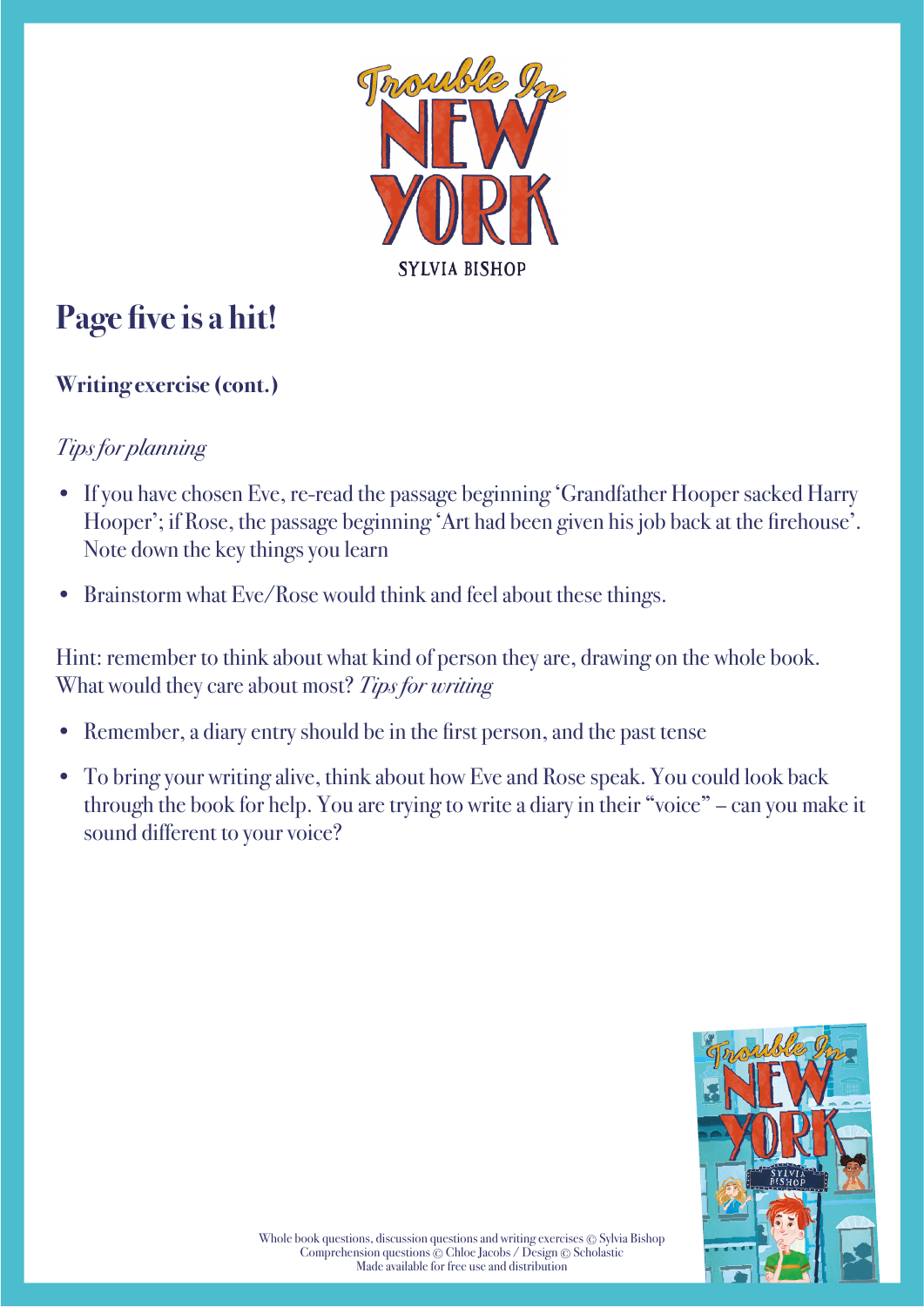# Page five is a hit!

## Writing exercise (cont.)

*Tips for planning*

- If you have chosen Eve, re-read the passage beginning 'Grandfather Hooper sacked Harry Hooper'; if Rose, the passage beginning 'Art had been given his job back at the firehouse'. Note down the key things you learn
- Brainstorm what Eve/Rose would think and feel about these things.

Hint: remember to think about what kind of person they are, drawing on the whole book. What would they care about most? *Tips for writing*

- Remember, a diary entry should be in the first person, and the past tense
- To bring your writing alive, think about how Eve and Rose speak. You could look back through the book for help. You are trying to write a diary in their "voice" – can you make it sound different to your voice?

Whole book questions, discussion questions and writing exercises © Sylvia Bishop
Comprehension questions © Chloe Jacobs / Design © Scholastic
Made available for free use and distribution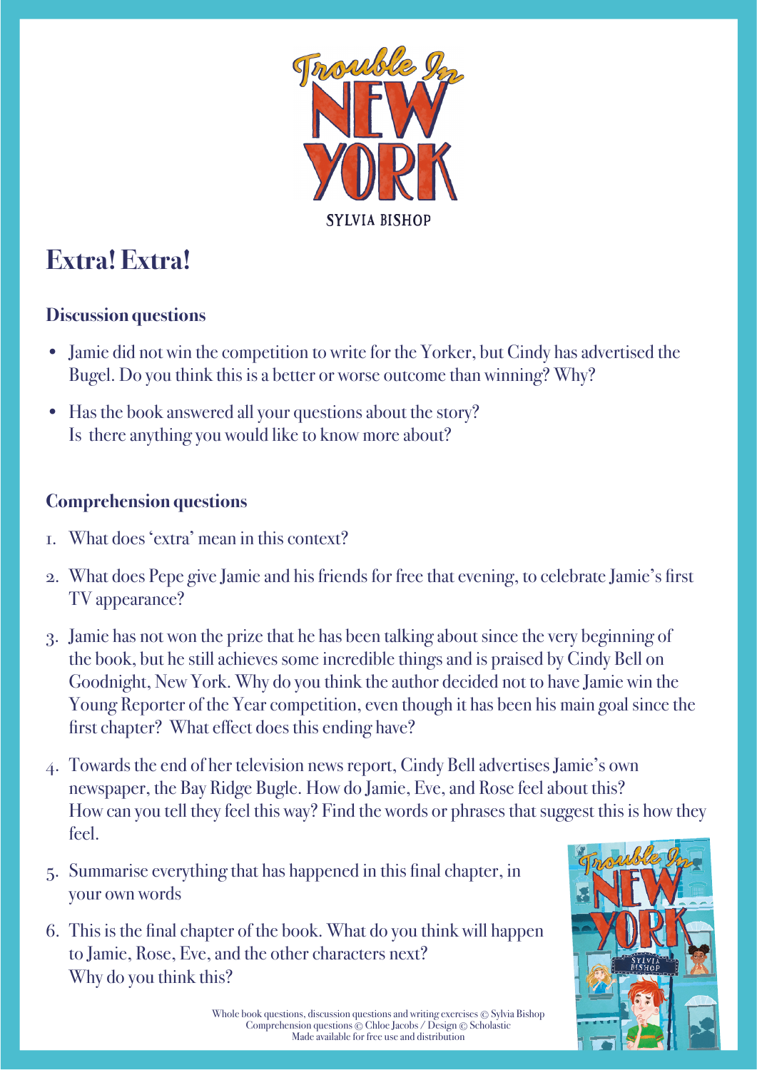Trouble In NEW YORK

SYLVIA BISHOP

# Extra! Extra!

### Discussion questions

- Jamie did not win the competition to write for the Yorker, but Cindy has advertised the Bugel. Do you think this is a better or worse outcome than winning? Why?
- Has the book answered all your questions about the story? Is there anything you would like to know more about?

### Comprehension questions

1. What does 'extra' mean in this context?
2. What does Pepe give Jamie and his friends for free that evening, to celebrate Jamie's first TV appearance?
3. Jamie has not won the prize that he has been talking about since the very beginning of the book, but he still achieves some incredible things and is praised by Cindy Bell on Goodnight, New York. Why do you think the author decided not to have Jamie win the Young Reporter of the Year competition, even though it has been his main goal since the first chapter? What effect does this ending have?
4. Towards the end of her television news report, Cindy Bell advertises Jamie's own newspaper, the Bay Ridge Bugle. How do Jamie, Eve, and Rose feel about this? How can you tell they feel this way? Find the words or phrases that suggest this is how they feel.
5. Summarise everything that has happened in this final chapter, in your own words
6. This is the final chapter of the book. What do you think will happen to Jamie, Rose, Eve, and the other characters next? Why do you think this?

Whole book questions, discussion questions and writing exercises © Sylvia Bishop
Comprehension questions © Chloe Jacobs / Design © Scholastic
Made available for free use and distribution